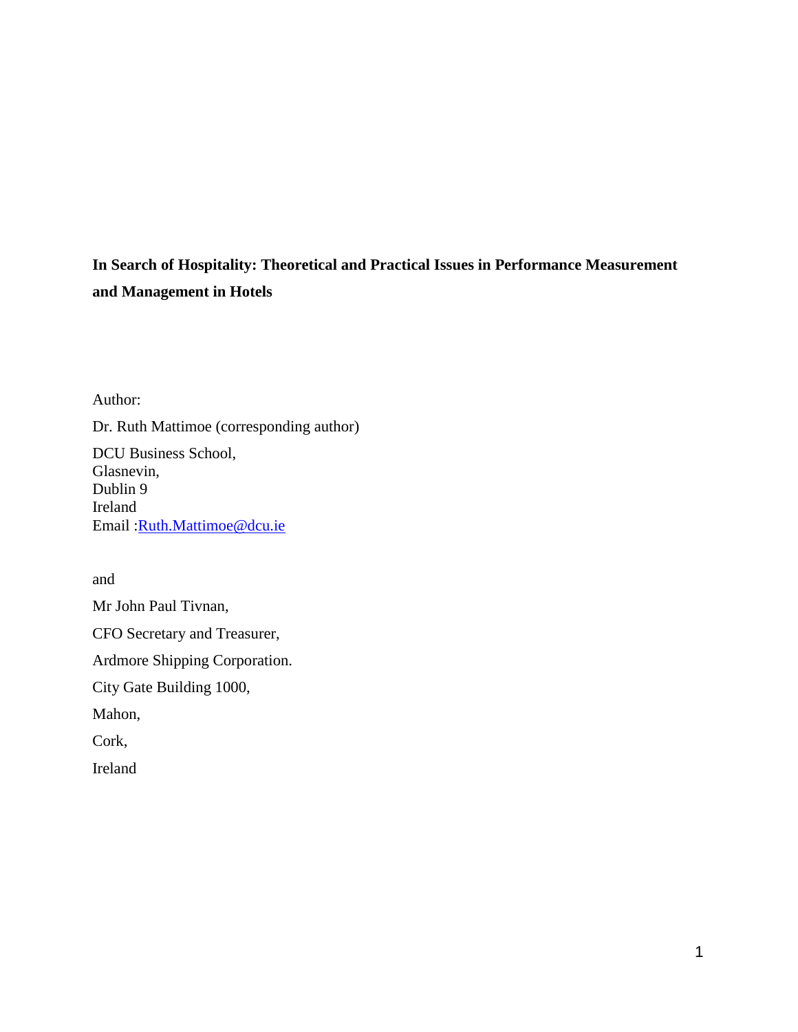**In Search of Hospitality: Theoretical and Practical Issues in Performance Measurement and Management in Hotels**

Author:

Dr. Ruth Mattimoe (corresponding author)

DCU Business School,  
Glasnevin,  
Dublin 9  
Ireland  
Email :Ruth.Mattimoe@dcu.ie

and

Mr John Paul Tivnan,

CFO Secretary and Treasurer,

Ardmore Shipping Corporation.

City Gate Building 1000,

Mahon,

Cork,

Ireland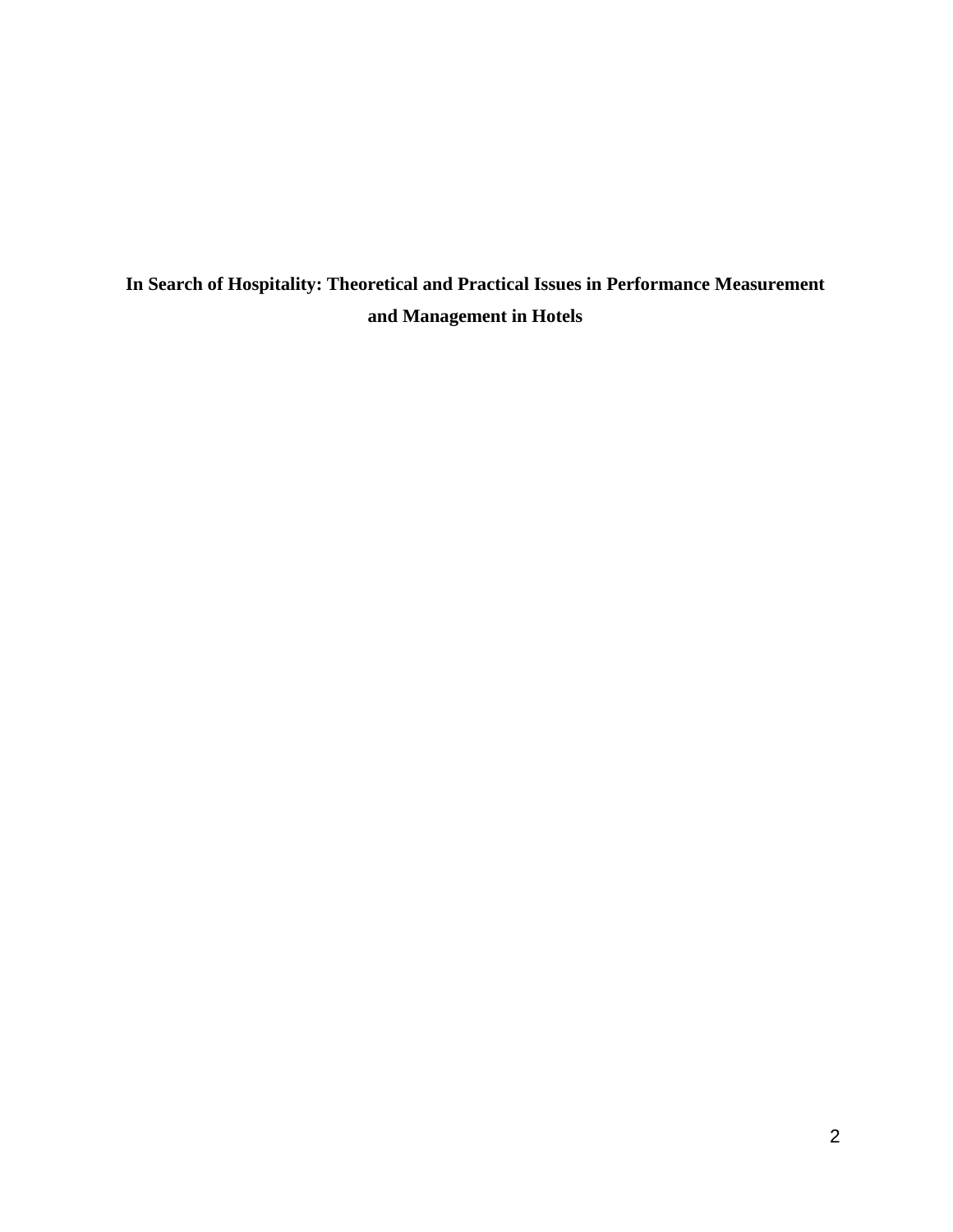**In Search of Hospitality: Theoretical and Practical Issues in Performance Measurement and Management in Hotels**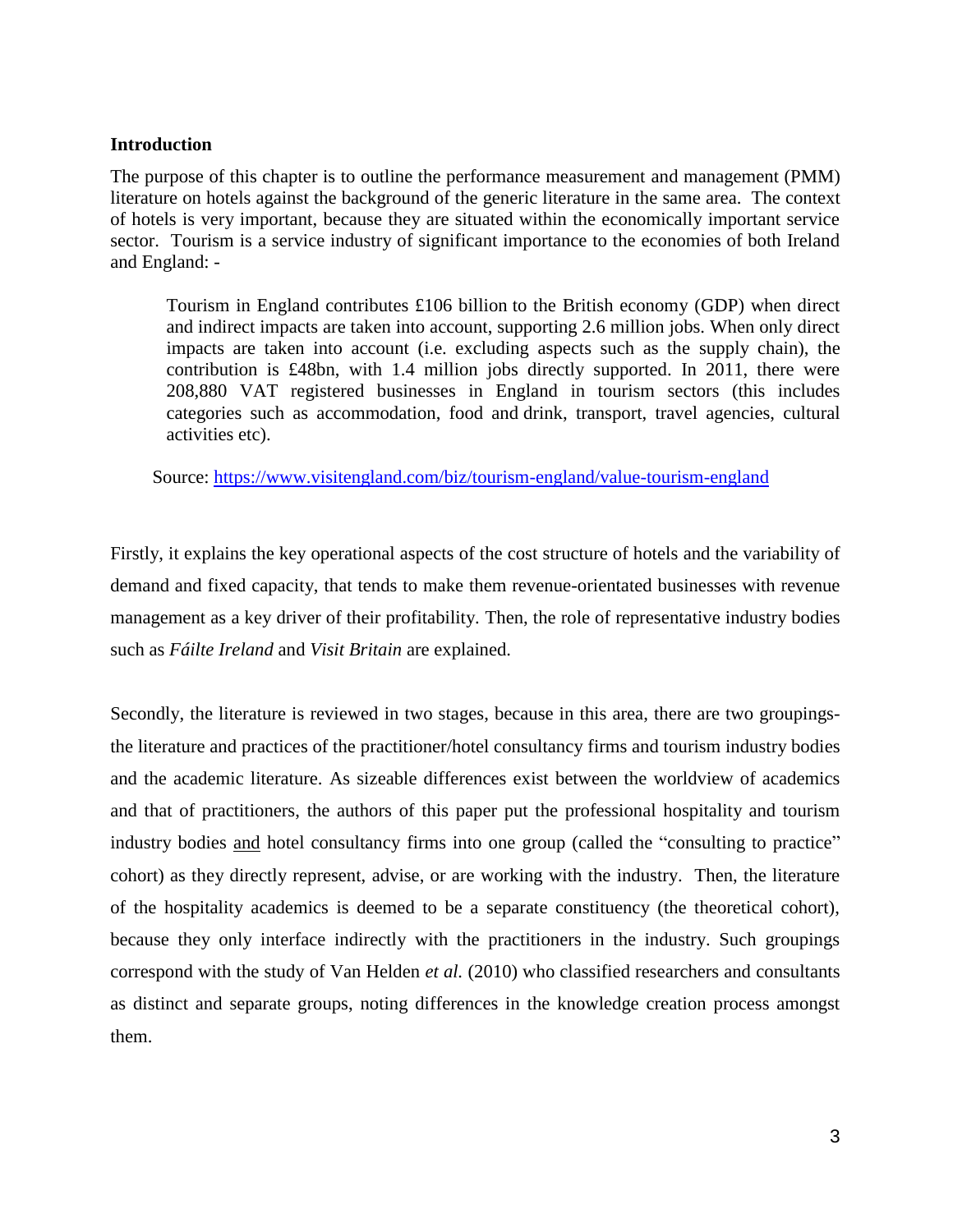**Introduction**

The purpose of this chapter is to outline the performance measurement and management (PMM) literature on hotels against the background of the generic literature in the same area. The context of hotels is very important, because they are situated within the economically important service sector. Tourism is a service industry of significant importance to the economies of both Ireland and England: -

> Tourism in England contributes £106 billion to the British economy (GDP) when direct and indirect impacts are taken into account, supporting 2.6 million jobs. When only direct impacts are taken into account (i.e. excluding aspects such as the supply chain), the contribution is £48bn, with 1.4 million jobs directly supported. In 2011, there were 208,880 VAT registered businesses in England in tourism sectors (this includes categories such as accommodation, food and drink, transport, travel agencies, cultural activities etc).

Source: https://www.visitengland.com/biz/tourism-england/value-tourism-england

Firstly, it explains the key operational aspects of the cost structure of hotels and the variability of demand and fixed capacity, that tends to make them revenue-orientated businesses with revenue management as a key driver of their profitability. Then, the role of representative industry bodies such as *Fáilte Ireland* and *Visit Britain* are explained.

Secondly, the literature is reviewed in two stages, because in this area, there are two groupings- the literature and practices of the practitioner/hotel consultancy firms and tourism industry bodies and the academic literature. As sizeable differences exist between the worldview of academics and that of practitioners, the authors of this paper put the professional hospitality and tourism industry bodies and hotel consultancy firms into one group (called the "consulting to practice" cohort) as they directly represent, advise, or are working with the industry. Then, the literature of the hospitality academics is deemed to be a separate constituency (the theoretical cohort), because they only interface indirectly with the practitioners in the industry. Such groupings correspond with the study of Van Helden *et al.* (2010) who classified researchers and consultants as distinct and separate groups, noting differences in the knowledge creation process amongst them.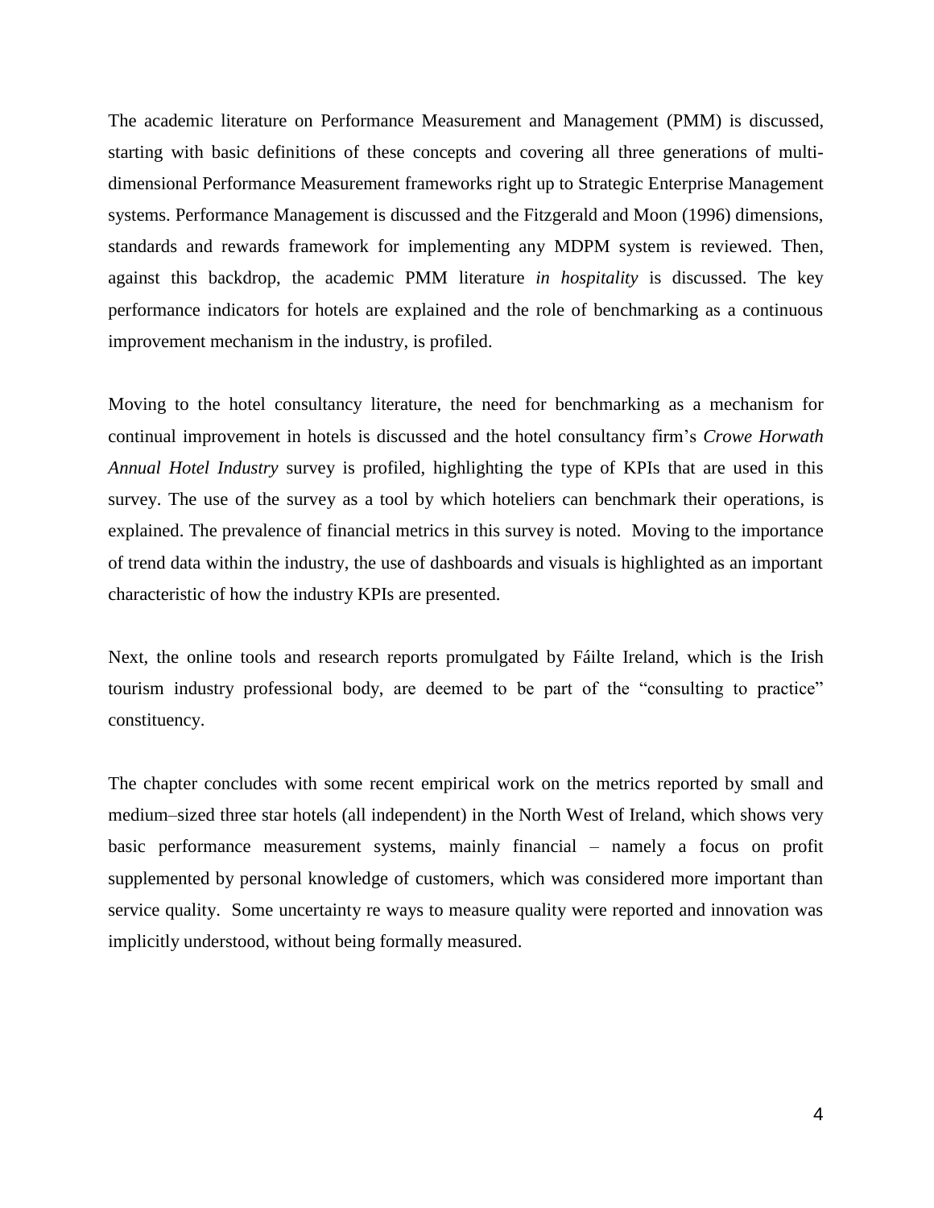The academic literature on Performance Measurement and Management (PMM) is discussed, starting with basic definitions of these concepts and covering all three generations of multi-dimensional Performance Measurement frameworks right up to Strategic Enterprise Management systems. Performance Management is discussed and the Fitzgerald and Moon (1996) dimensions, standards and rewards framework for implementing any MDPM system is reviewed. Then, against this backdrop, the academic PMM literature *in hospitality* is discussed. The key performance indicators for hotels are explained and the role of benchmarking as a continuous improvement mechanism in the industry, is profiled.

Moving to the hotel consultancy literature, the need for benchmarking as a mechanism for continual improvement in hotels is discussed and the hotel consultancy firm's *Crowe Horwath Annual Hotel Industry* survey is profiled, highlighting the type of KPIs that are used in this survey. The use of the survey as a tool by which hoteliers can benchmark their operations, is explained. The prevalence of financial metrics in this survey is noted. Moving to the importance of trend data within the industry, the use of dashboards and visuals is highlighted as an important characteristic of how the industry KPIs are presented.

Next, the online tools and research reports promulgated by Fáilte Ireland, which is the Irish tourism industry professional body, are deemed to be part of the "consulting to practice" constituency.

The chapter concludes with some recent empirical work on the metrics reported by small and medium–sized three star hotels (all independent) in the North West of Ireland, which shows very basic performance measurement systems, mainly financial – namely a focus on profit supplemented by personal knowledge of customers, which was considered more important than service quality. Some uncertainty re ways to measure quality were reported and innovation was implicitly understood, without being formally measured.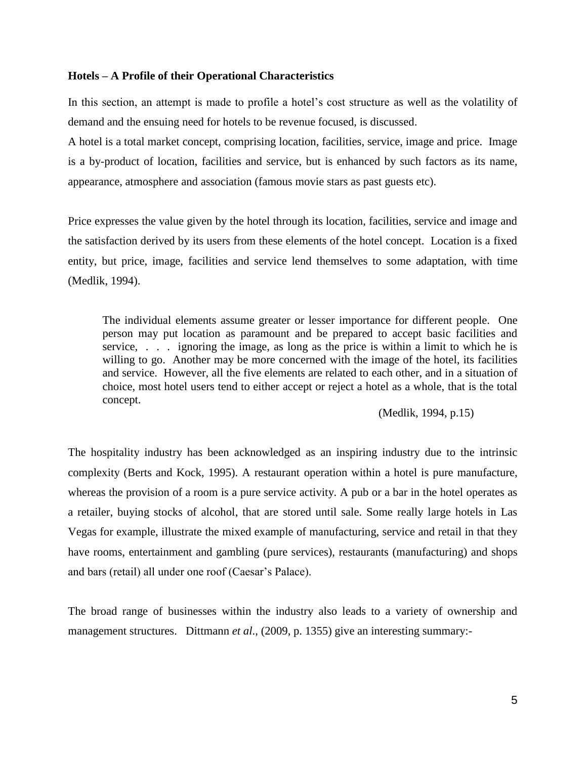**Hotels – A Profile of their Operational Characteristics**

In this section, an attempt is made to profile a hotel's cost structure as well as the volatility of demand and the ensuing need for hotels to be revenue focused, is discussed.

A hotel is a total market concept, comprising location, facilities, service, image and price. Image is a by-product of location, facilities and service, but is enhanced by such factors as its name, appearance, atmosphere and association (famous movie stars as past guests etc).

Price expresses the value given by the hotel through its location, facilities, service and image and the satisfaction derived by its users from these elements of the hotel concept. Location is a fixed entity, but price, image, facilities and service lend themselves to some adaptation, with time (Medlik, 1994).

> The individual elements assume greater or lesser importance for different people. One person may put location as paramount and be prepared to accept basic facilities and service, . . . ignoring the image, as long as the price is within a limit to which he is willing to go. Another may be more concerned with the image of the hotel, its facilities and service. However, all the five elements are related to each other, and in a situation of choice, most hotel users tend to either accept or reject a hotel as a whole, that is the total concept.
>
> (Medlik, 1994, p.15)

The hospitality industry has been acknowledged as an inspiring industry due to the intrinsic complexity (Berts and Kock, 1995). A restaurant operation within a hotel is pure manufacture, whereas the provision of a room is a pure service activity. A pub or a bar in the hotel operates as a retailer, buying stocks of alcohol, that are stored until sale. Some really large hotels in Las Vegas for example, illustrate the mixed example of manufacturing, service and retail in that they have rooms, entertainment and gambling (pure services), restaurants (manufacturing) and shops and bars (retail) all under one roof (Caesar's Palace).

The broad range of businesses within the industry also leads to a variety of ownership and management structures. Dittmann *et al*., (2009, p. 1355) give an interesting summary:-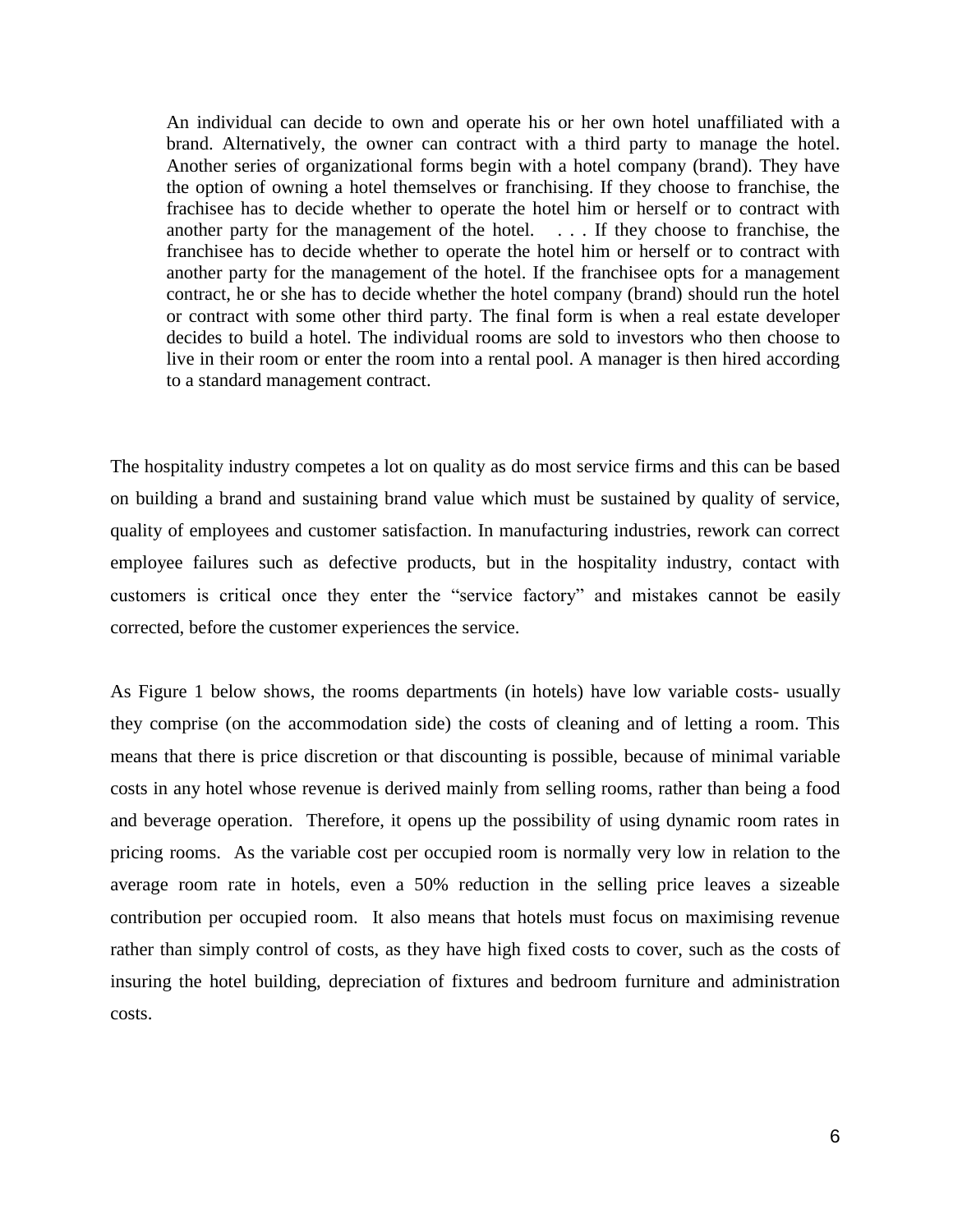> An individual can decide to own and operate his or her own hotel unaffiliated with a brand. Alternatively, the owner can contract with a third party to manage the hotel. Another series of organizational forms begin with a hotel company (brand). They have the option of owning a hotel themselves or franchising. If they choose to franchise, the frachisee has to decide whether to operate the hotel him or herself or to contract with another party for the management of the hotel. . . . If they choose to franchise, the franchisee has to decide whether to operate the hotel him or herself or to contract with another party for the management of the hotel. If the franchisee opts for a management contract, he or she has to decide whether the hotel company (brand) should run the hotel or contract with some other third party. The final form is when a real estate developer decides to build a hotel. The individual rooms are sold to investors who then choose to live in their room or enter the room into a rental pool. A manager is then hired according to a standard management contract.

The hospitality industry competes a lot on quality as do most service firms and this can be based on building a brand and sustaining brand value which must be sustained by quality of service, quality of employees and customer satisfaction. In manufacturing industries, rework can correct employee failures such as defective products, but in the hospitality industry, contact with customers is critical once they enter the "service factory" and mistakes cannot be easily corrected, before the customer experiences the service.

As Figure 1 below shows, the rooms departments (in hotels) have low variable costs- usually they comprise (on the accommodation side) the costs of cleaning and of letting a room. This means that there is price discretion or that discounting is possible, because of minimal variable costs in any hotel whose revenue is derived mainly from selling rooms, rather than being a food and beverage operation. Therefore, it opens up the possibility of using dynamic room rates in pricing rooms. As the variable cost per occupied room is normally very low in relation to the average room rate in hotels, even a 50% reduction in the selling price leaves a sizeable contribution per occupied room. It also means that hotels must focus on maximising revenue rather than simply control of costs, as they have high fixed costs to cover, such as the costs of insuring the hotel building, depreciation of fixtures and bedroom furniture and administration costs.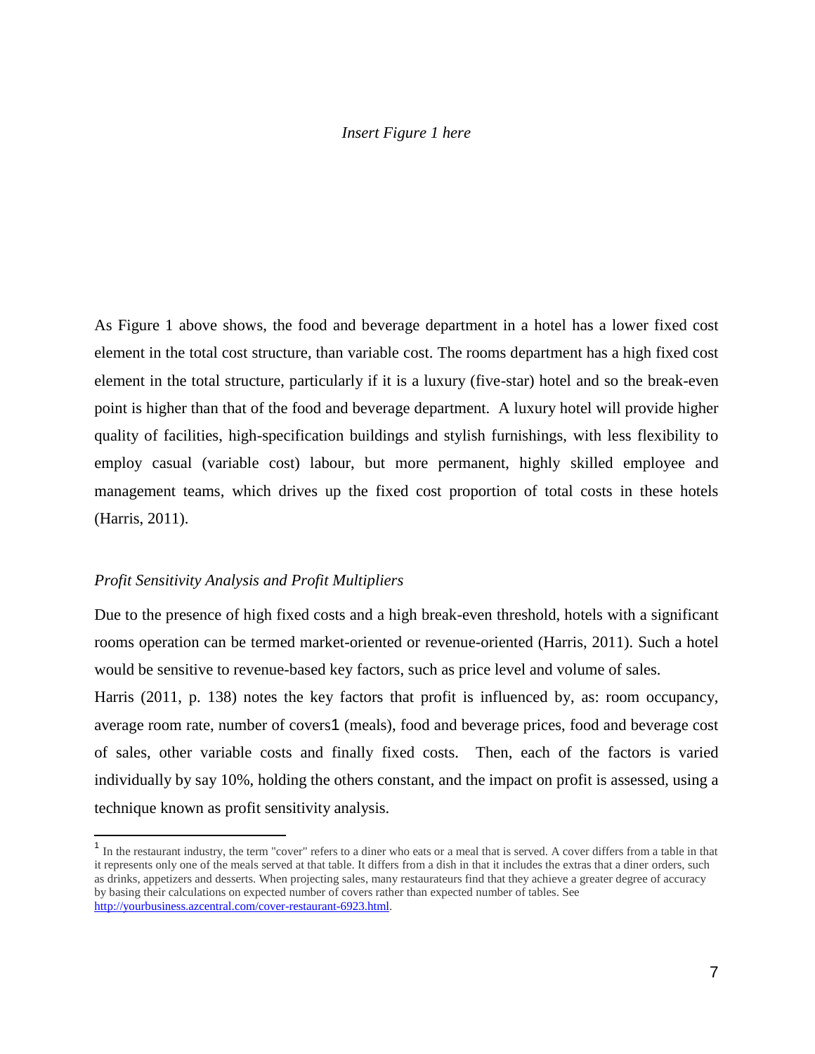*Insert Figure 1 here*

As Figure 1 above shows, the food and beverage department in a hotel has a lower fixed cost element in the total cost structure, than variable cost. The rooms department has a high fixed cost element in the total structure, particularly if it is a luxury (five-star) hotel and so the break-even point is higher than that of the food and beverage department. A luxury hotel will provide higher quality of facilities, high-specification buildings and stylish furnishings, with less flexibility to employ casual (variable cost) labour, but more permanent, highly skilled employee and management teams, which drives up the fixed cost proportion of total costs in these hotels (Harris, 2011).

### *Profit Sensitivity Analysis and Profit Multipliers*

Due to the presence of high fixed costs and a high break-even threshold, hotels with a significant rooms operation can be termed market-oriented or revenue-oriented (Harris, 2011). Such a hotel would be sensitive to revenue-based key factors, such as price level and volume of sales.

Harris (2011, p. 138) notes the key factors that profit is influenced by, as: room occupancy, average room rate, number of covers[1] (meals), food and beverage prices, food and beverage cost of sales, other variable costs and finally fixed costs. Then, each of the factors is varied individually by say 10%, holding the others constant, and the impact on profit is assessed, using a technique known as profit sensitivity analysis.

[1] In the restaurant industry, the term "cover" refers to a diner who eats or a meal that is served. A cover differs from a table in that it represents only one of the meals served at that table. It differs from a dish in that it includes the extras that a diner orders, such as drinks, appetizers and desserts. When projecting sales, many restaurateurs find that they achieve a greater degree of accuracy by basing their calculations on expected number of covers rather than expected number of tables. See http://yourbusiness.azcentral.com/cover-restaurant-6923.html.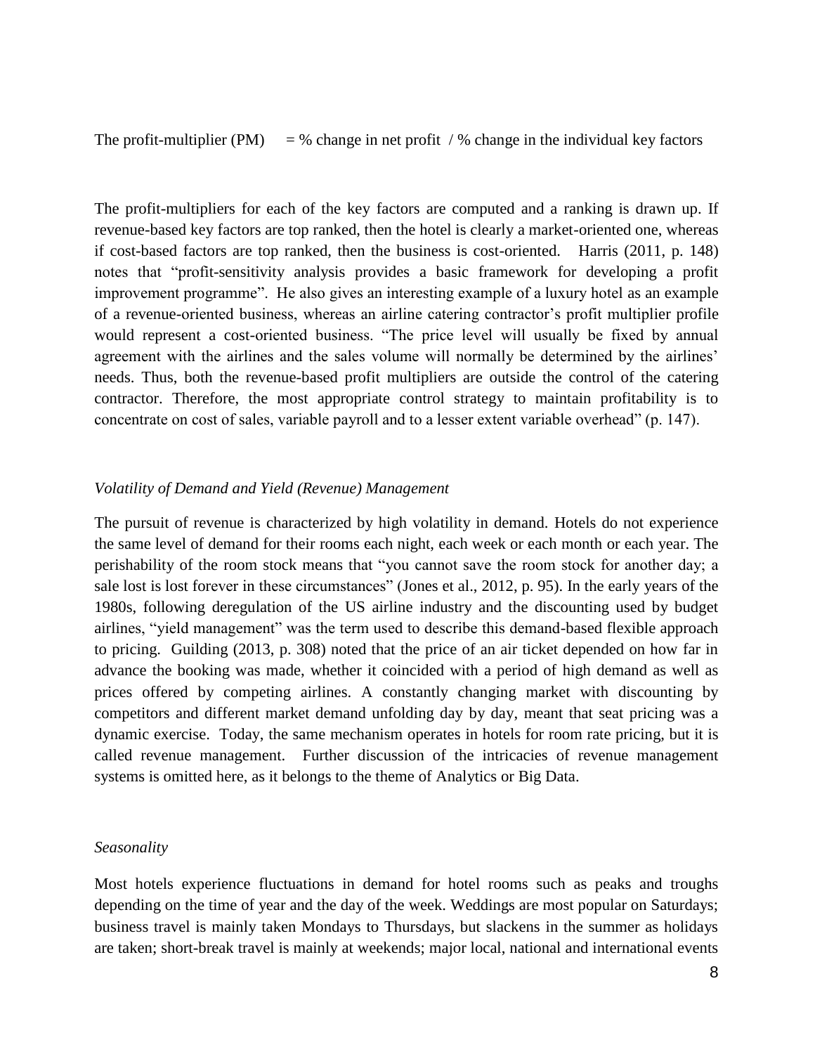The profit-multiplier (PM) = % change in net profit / % change in the individual key factors

The profit-multipliers for each of the key factors are computed and a ranking is drawn up. If revenue-based key factors are top ranked, then the hotel is clearly a market-oriented one, whereas if cost-based factors are top ranked, then the business is cost-oriented. Harris (2011, p. 148) notes that "profit-sensitivity analysis provides a basic framework for developing a profit improvement programme". He also gives an interesting example of a luxury hotel as an example of a revenue-oriented business, whereas an airline catering contractor's profit multiplier profile would represent a cost-oriented business. "The price level will usually be fixed by annual agreement with the airlines and the sales volume will normally be determined by the airlines' needs. Thus, both the revenue-based profit multipliers are outside the control of the catering contractor. Therefore, the most appropriate control strategy to maintain profitability is to concentrate on cost of sales, variable payroll and to a lesser extent variable overhead" (p. 147).

### *Volatility of Demand and Yield (Revenue) Management*

The pursuit of revenue is characterized by high volatility in demand. Hotels do not experience the same level of demand for their rooms each night, each week or each month or each year. The perishability of the room stock means that "you cannot save the room stock for another day; a sale lost is lost forever in these circumstances" (Jones et al., 2012, p. 95). In the early years of the 1980s, following deregulation of the US airline industry and the discounting used by budget airlines, "yield management" was the term used to describe this demand-based flexible approach to pricing. Guilding (2013, p. 308) noted that the price of an air ticket depended on how far in advance the booking was made, whether it coincided with a period of high demand as well as prices offered by competing airlines. A constantly changing market with discounting by competitors and different market demand unfolding day by day, meant that seat pricing was a dynamic exercise. Today, the same mechanism operates in hotels for room rate pricing, but it is called revenue management. Further discussion of the intricacies of revenue management systems is omitted here, as it belongs to the theme of Analytics or Big Data.

### *Seasonality*

Most hotels experience fluctuations in demand for hotel rooms such as peaks and troughs depending on the time of year and the day of the week. Weddings are most popular on Saturdays; business travel is mainly taken Mondays to Thursdays, but slackens in the summer as holidays are taken; short-break travel is mainly at weekends; major local, national and international events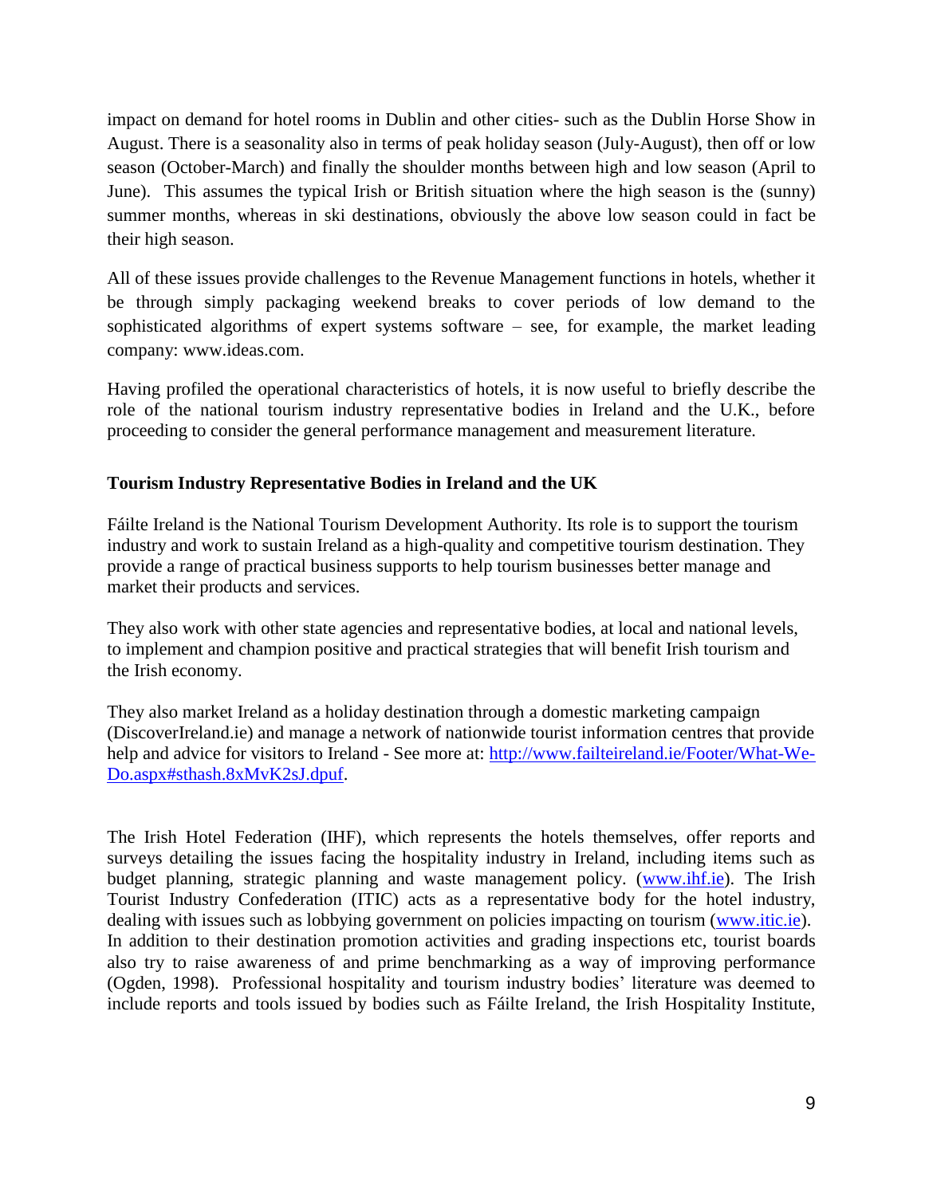impact on demand for hotel rooms in Dublin and other cities- such as the Dublin Horse Show in August. There is a seasonality also in terms of peak holiday season (July-August), then off or low season (October-March) and finally the shoulder months between high and low season (April to June). This assumes the typical Irish or British situation where the high season is the (sunny) summer months, whereas in ski destinations, obviously the above low season could in fact be their high season.

All of these issues provide challenges to the Revenue Management functions in hotels, whether it be through simply packaging weekend breaks to cover periods of low demand to the sophisticated algorithms of expert systems software – see, for example, the market leading company: www.ideas.com.

Having profiled the operational characteristics of hotels, it is now useful to briefly describe the role of the national tourism industry representative bodies in Ireland and the U.K., before proceeding to consider the general performance management and measurement literature.

**Tourism Industry Representative Bodies in Ireland and the UK**

Fáilte Ireland is the National Tourism Development Authority. Its role is to support the tourism industry and work to sustain Ireland as a high-quality and competitive tourism destination. They provide a range of practical business supports to help tourism businesses better manage and market their products and services.

They also work with other state agencies and representative bodies, at local and national levels, to implement and champion positive and practical strategies that will benefit Irish tourism and the Irish economy.

They also market Ireland as a holiday destination through a domestic marketing campaign (DiscoverIreland.ie) and manage a network of nationwide tourist information centres that provide help and advice for visitors to Ireland - See more at: http://www.failteireland.ie/Footer/What-We-Do.aspx#sthash.8xMvK2sJ.dpuf.

The Irish Hotel Federation (IHF), which represents the hotels themselves, offer reports and surveys detailing the issues facing the hospitality industry in Ireland, including items such as budget planning, strategic planning and waste management policy. (www.ihf.ie). The Irish Tourist Industry Confederation (ITIC) acts as a representative body for the hotel industry, dealing with issues such as lobbying government on policies impacting on tourism (www.itic.ie). In addition to their destination promotion activities and grading inspections etc, tourist boards also try to raise awareness of and prime benchmarking as a way of improving performance (Ogden, 1998). Professional hospitality and tourism industry bodies' literature was deemed to include reports and tools issued by bodies such as Fáilte Ireland, the Irish Hospitality Institute,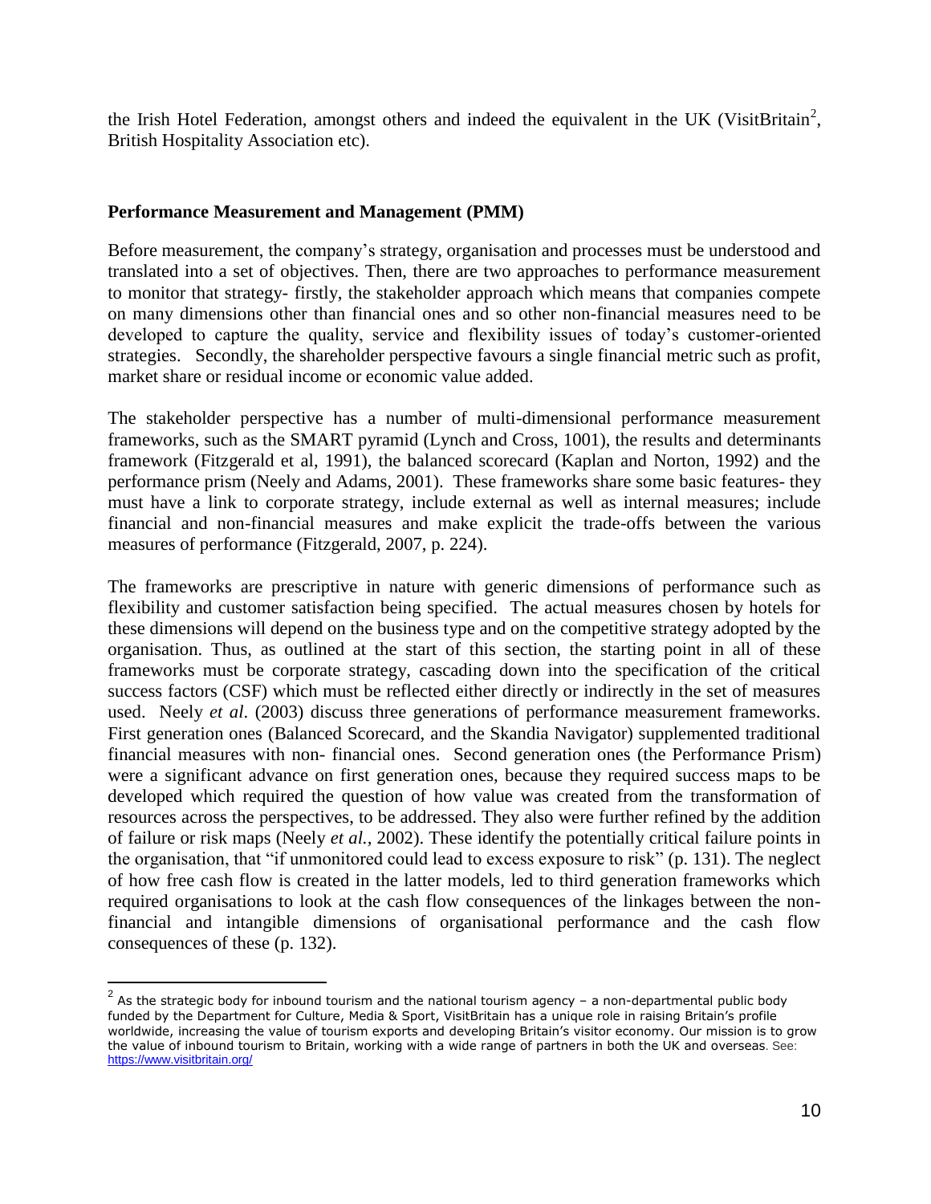the Irish Hotel Federation, amongst others and indeed the equivalent in the UK (VisitBritain[2], British Hospitality Association etc).

**Performance Measurement and Management (PMM)**

Before measurement, the company's strategy, organisation and processes must be understood and translated into a set of objectives. Then, there are two approaches to performance measurement to monitor that strategy- firstly, the stakeholder approach which means that companies compete on many dimensions other than financial ones and so other non-financial measures need to be developed to capture the quality, service and flexibility issues of today's customer-oriented strategies. Secondly, the shareholder perspective favours a single financial metric such as profit, market share or residual income or economic value added.

The stakeholder perspective has a number of multi-dimensional performance measurement frameworks, such as the SMART pyramid (Lynch and Cross, 1001), the results and determinants framework (Fitzgerald et al, 1991), the balanced scorecard (Kaplan and Norton, 1992) and the performance prism (Neely and Adams, 2001). These frameworks share some basic features- they must have a link to corporate strategy, include external as well as internal measures; include financial and non-financial measures and make explicit the trade-offs between the various measures of performance (Fitzgerald, 2007, p. 224).

The frameworks are prescriptive in nature with generic dimensions of performance such as flexibility and customer satisfaction being specified. The actual measures chosen by hotels for these dimensions will depend on the business type and on the competitive strategy adopted by the organisation. Thus, as outlined at the start of this section, the starting point in all of these frameworks must be corporate strategy, cascading down into the specification of the critical success factors (CSF) which must be reflected either directly or indirectly in the set of measures used. Neely *et al*. (2003) discuss three generations of performance measurement frameworks. First generation ones (Balanced Scorecard, and the Skandia Navigator) supplemented traditional financial measures with non- financial ones. Second generation ones (the Performance Prism) were a significant advance on first generation ones, because they required success maps to be developed which required the question of how value was created from the transformation of resources across the perspectives, to be addressed. They also were further refined by the addition of failure or risk maps (Neely *et al.*, 2002). These identify the potentially critical failure points in the organisation, that "if unmonitored could lead to excess exposure to risk" (p. 131). The neglect of how free cash flow is created in the latter models, led to third generation frameworks which required organisations to look at the cash flow consequences of the linkages between the non-financial and intangible dimensions of organisational performance and the cash flow consequences of these (p. 132).

---

[2] As the strategic body for inbound tourism and the national tourism agency – a non-departmental public body funded by the Department for Culture, Media & Sport, VisitBritain has a unique role in raising Britain's profile worldwide, increasing the value of tourism exports and developing Britain's visitor economy. Our mission is to grow the value of inbound tourism to Britain, working with a wide range of partners in both the UK and overseas. See: https://www.visitbritain.org/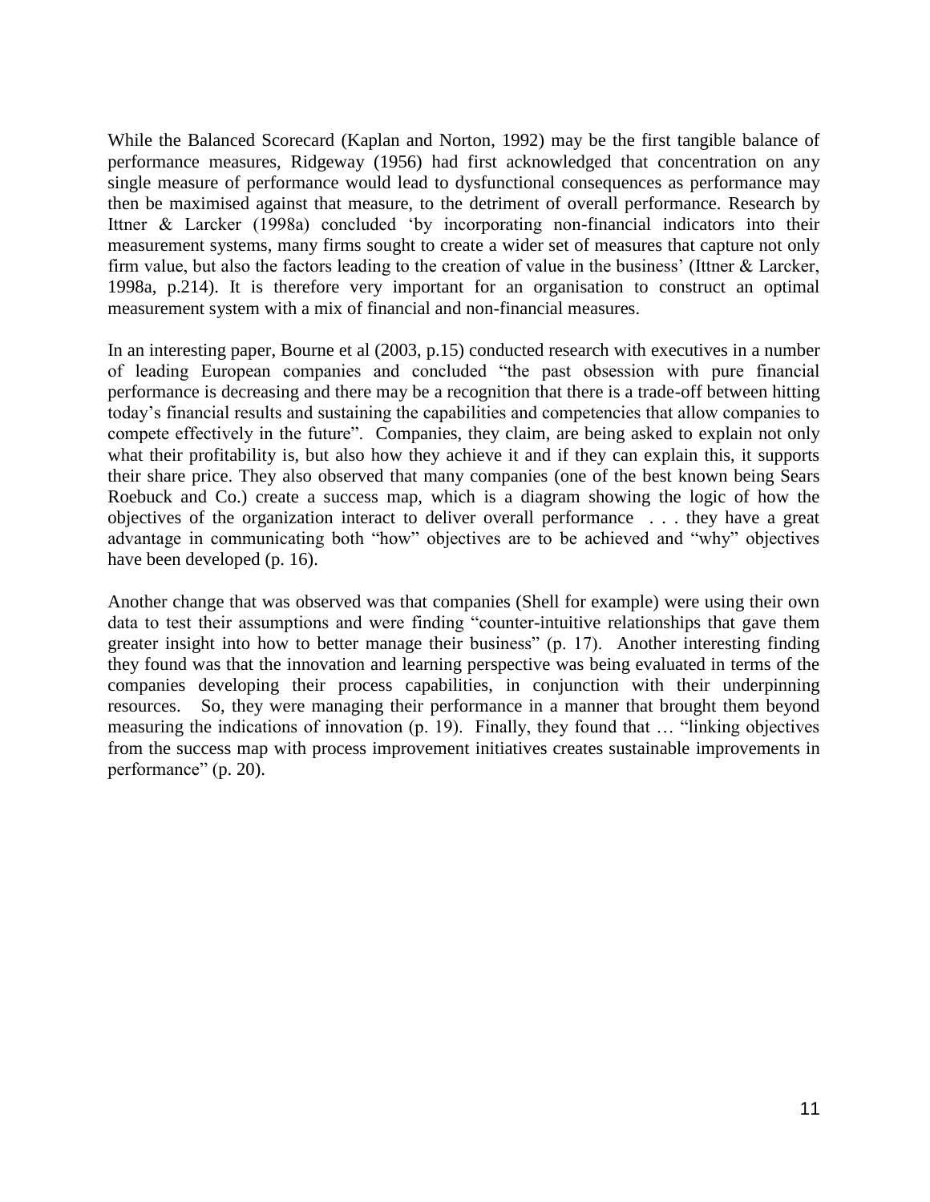While the Balanced Scorecard (Kaplan and Norton, 1992) may be the first tangible balance of performance measures, Ridgeway (1956) had first acknowledged that concentration on any single measure of performance would lead to dysfunctional consequences as performance may then be maximised against that measure, to the detriment of overall performance. Research by Ittner & Larcker (1998a) concluded 'by incorporating non-financial indicators into their measurement systems, many firms sought to create a wider set of measures that capture not only firm value, but also the factors leading to the creation of value in the business' (Ittner & Larcker, 1998a, p.214). It is therefore very important for an organisation to construct an optimal measurement system with a mix of financial and non-financial measures.

In an interesting paper, Bourne et al (2003, p.15) conducted research with executives in a number of leading European companies and concluded "the past obsession with pure financial performance is decreasing and there may be a recognition that there is a trade-off between hitting today's financial results and sustaining the capabilities and competencies that allow companies to compete effectively in the future". Companies, they claim, are being asked to explain not only what their profitability is, but also how they achieve it and if they can explain this, it supports their share price. They also observed that many companies (one of the best known being Sears Roebuck and Co.) create a success map, which is a diagram showing the logic of how the objectives of the organization interact to deliver overall performance . . . they have a great advantage in communicating both "how" objectives are to be achieved and "why" objectives have been developed (p. 16).

Another change that was observed was that companies (Shell for example) were using their own data to test their assumptions and were finding "counter-intuitive relationships that gave them greater insight into how to better manage their business" (p. 17). Another interesting finding they found was that the innovation and learning perspective was being evaluated in terms of the companies developing their process capabilities, in conjunction with their underpinning resources. So, they were managing their performance in a manner that brought them beyond measuring the indications of innovation (p. 19). Finally, they found that … "linking objectives from the success map with process improvement initiatives creates sustainable improvements in performance" (p. 20).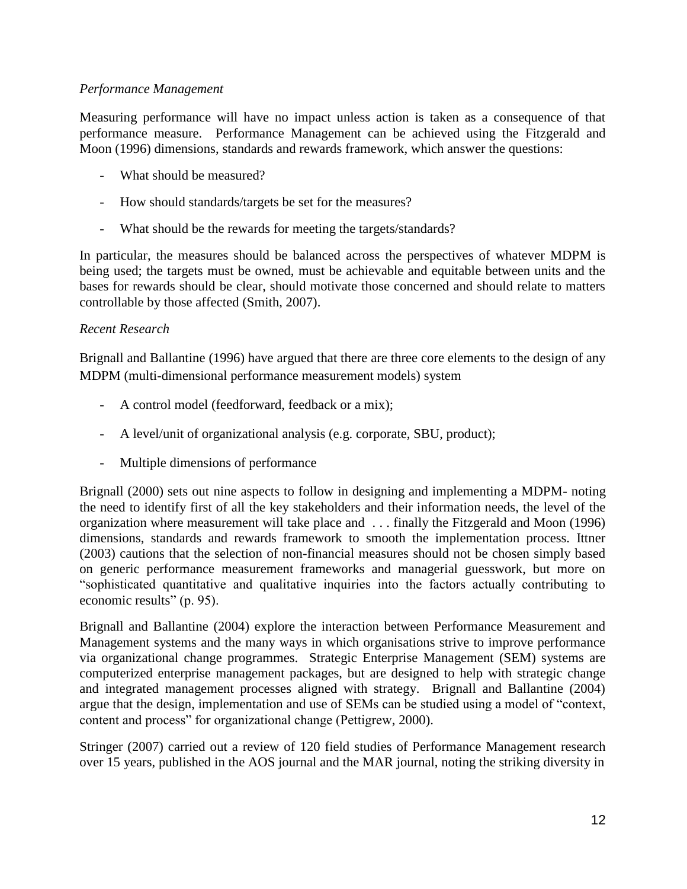*Performance Management*

Measuring performance will have no impact unless action is taken as a consequence of that performance measure. Performance Management can be achieved using the Fitzgerald and Moon (1996) dimensions, standards and rewards framework, which answer the questions:

- What should be measured?
- How should standards/targets be set for the measures?
- What should be the rewards for meeting the targets/standards?

In particular, the measures should be balanced across the perspectives of whatever MDPM is being used; the targets must be owned, must be achievable and equitable between units and the bases for rewards should be clear, should motivate those concerned and should relate to matters controllable by those affected (Smith, 2007).

*Recent Research*

Brignall and Ballantine (1996) have argued that there are three core elements to the design of any MDPM (multi-dimensional performance measurement models) system

- A control model (feedforward, feedback or a mix);
- A level/unit of organizational analysis (e.g. corporate, SBU, product);
- Multiple dimensions of performance

Brignall (2000) sets out nine aspects to follow in designing and implementing a MDPM- noting the need to identify first of all the key stakeholders and their information needs, the level of the organization where measurement will take place and . . . finally the Fitzgerald and Moon (1996) dimensions, standards and rewards framework to smooth the implementation process. Ittner (2003) cautions that the selection of non-financial measures should not be chosen simply based on generic performance measurement frameworks and managerial guesswork, but more on "sophisticated quantitative and qualitative inquiries into the factors actually contributing to economic results" (p. 95).

Brignall and Ballantine (2004) explore the interaction between Performance Measurement and Management systems and the many ways in which organisations strive to improve performance via organizational change programmes. Strategic Enterprise Management (SEM) systems are computerized enterprise management packages, but are designed to help with strategic change and integrated management processes aligned with strategy. Brignall and Ballantine (2004) argue that the design, implementation and use of SEMs can be studied using a model of "context, content and process" for organizational change (Pettigrew, 2000).

Stringer (2007) carried out a review of 120 field studies of Performance Management research over 15 years, published in the AOS journal and the MAR journal, noting the striking diversity in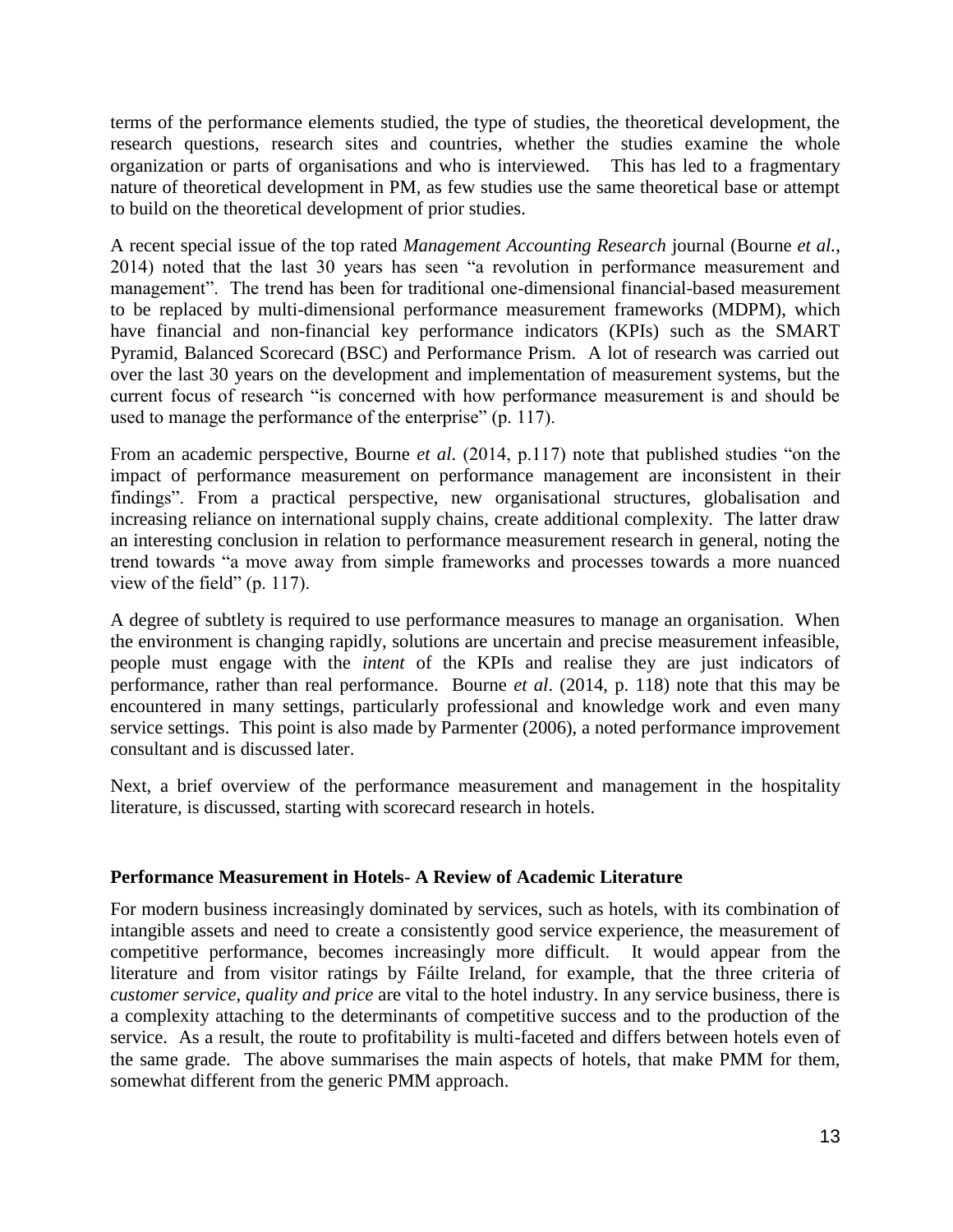terms of the performance elements studied, the type of studies, the theoretical development, the research questions, research sites and countries, whether the studies examine the whole organization or parts of organisations and who is interviewed. This has led to a fragmentary nature of theoretical development in PM, as few studies use the same theoretical base or attempt to build on the theoretical development of prior studies.

A recent special issue of the top rated *Management Accounting Research* journal (Bourne *et al.*, 2014) noted that the last 30 years has seen "a revolution in performance measurement and management". The trend has been for traditional one-dimensional financial-based measurement to be replaced by multi-dimensional performance measurement frameworks (MDPM), which have financial and non-financial key performance indicators (KPIs) such as the SMART Pyramid, Balanced Scorecard (BSC) and Performance Prism. A lot of research was carried out over the last 30 years on the development and implementation of measurement systems, but the current focus of research "is concerned with how performance measurement is and should be used to manage the performance of the enterprise" (p. 117).

From an academic perspective, Bourne *et al*. (2014, p.117) note that published studies "on the impact of performance measurement on performance management are inconsistent in their findings". From a practical perspective, new organisational structures, globalisation and increasing reliance on international supply chains, create additional complexity. The latter draw an interesting conclusion in relation to performance measurement research in general, noting the trend towards "a move away from simple frameworks and processes towards a more nuanced view of the field" (p. 117).

A degree of subtlety is required to use performance measures to manage an organisation. When the environment is changing rapidly, solutions are uncertain and precise measurement infeasible, people must engage with the *intent* of the KPIs and realise they are just indicators of performance, rather than real performance. Bourne *et al*. (2014, p. 118) note that this may be encountered in many settings, particularly professional and knowledge work and even many service settings. This point is also made by Parmenter (2006), a noted performance improvement consultant and is discussed later.

Next, a brief overview of the performance measurement and management in the hospitality literature, is discussed, starting with scorecard research in hotels.

**Performance Measurement in Hotels- A Review of Academic Literature**

For modern business increasingly dominated by services, such as hotels, with its combination of intangible assets and need to create a consistently good service experience, the measurement of competitive performance, becomes increasingly more difficult. It would appear from the literature and from visitor ratings by Fáilte Ireland, for example, that the three criteria of *customer service, quality and price* are vital to the hotel industry. In any service business, there is a complexity attaching to the determinants of competitive success and to the production of the service. As a result, the route to profitability is multi-faceted and differs between hotels even of the same grade. The above summarises the main aspects of hotels, that make PMM for them, somewhat different from the generic PMM approach.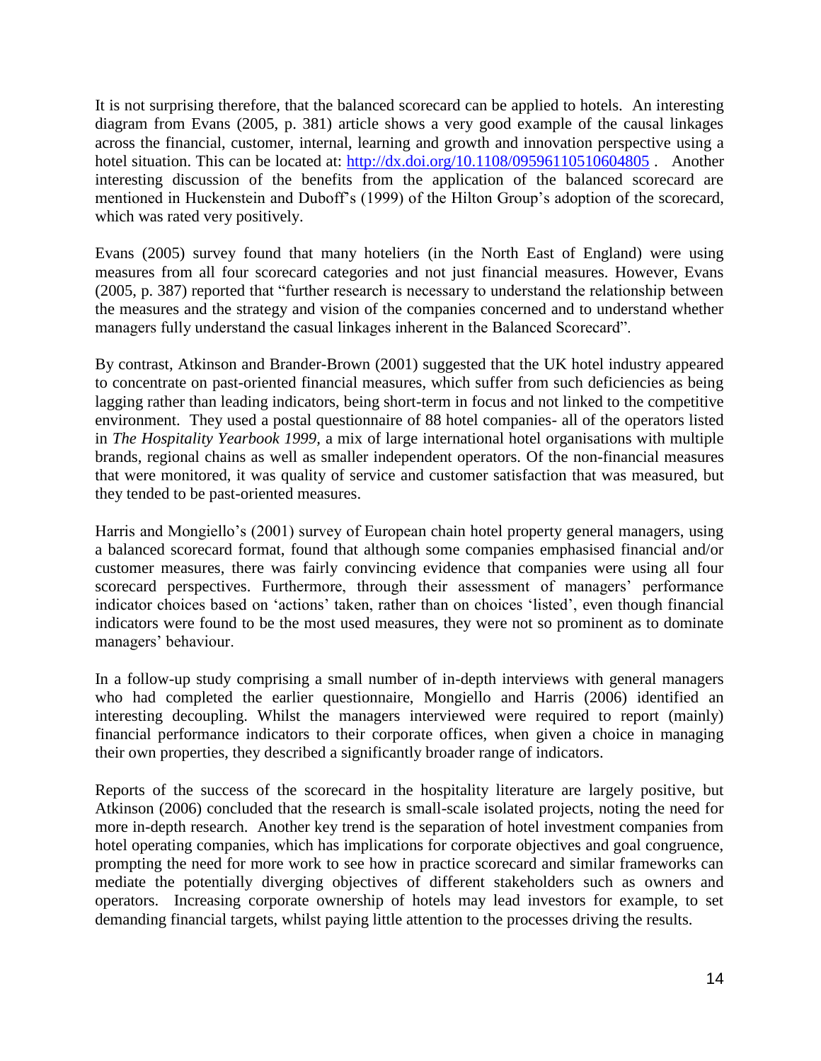It is not surprising therefore, that the balanced scorecard can be applied to hotels. An interesting diagram from Evans (2005, p. 381) article shows a very good example of the causal linkages across the financial, customer, internal, learning and growth and innovation perspective using a hotel situation. This can be located at: [http://dx.doi.org/10.1108/09596110510604805](http://dx.doi.org/10.1108/09596110510604805) . Another interesting discussion of the benefits from the application of the balanced scorecard are mentioned in Huckenstein and Duboff's (1999) of the Hilton Group's adoption of the scorecard, which was rated very positively.

Evans (2005) survey found that many hoteliers (in the North East of England) were using measures from all four scorecard categories and not just financial measures. However, Evans (2005, p. 387) reported that "further research is necessary to understand the relationship between the measures and the strategy and vision of the companies concerned and to understand whether managers fully understand the casual linkages inherent in the Balanced Scorecard".

By contrast, Atkinson and Brander-Brown (2001) suggested that the UK hotel industry appeared to concentrate on past-oriented financial measures, which suffer from such deficiencies as being lagging rather than leading indicators, being short-term in focus and not linked to the competitive environment. They used a postal questionnaire of 88 hotel companies- all of the operators listed in *The Hospitality Yearbook 1999*, a mix of large international hotel organisations with multiple brands, regional chains as well as smaller independent operators. Of the non-financial measures that were monitored, it was quality of service and customer satisfaction that was measured, but they tended to be past-oriented measures.

Harris and Mongiello's (2001) survey of European chain hotel property general managers, using a balanced scorecard format, found that although some companies emphasised financial and/or customer measures, there was fairly convincing evidence that companies were using all four scorecard perspectives. Furthermore, through their assessment of managers' performance indicator choices based on 'actions' taken, rather than on choices 'listed', even though financial indicators were found to be the most used measures, they were not so prominent as to dominate managers' behaviour.

In a follow-up study comprising a small number of in-depth interviews with general managers who had completed the earlier questionnaire, Mongiello and Harris (2006) identified an interesting decoupling. Whilst the managers interviewed were required to report (mainly) financial performance indicators to their corporate offices, when given a choice in managing their own properties, they described a significantly broader range of indicators.

Reports of the success of the scorecard in the hospitality literature are largely positive, but Atkinson (2006) concluded that the research is small-scale isolated projects, noting the need for more in-depth research. Another key trend is the separation of hotel investment companies from hotel operating companies, which has implications for corporate objectives and goal congruence, prompting the need for more work to see how in practice scorecard and similar frameworks can mediate the potentially diverging objectives of different stakeholders such as owners and operators. Increasing corporate ownership of hotels may lead investors for example, to set demanding financial targets, whilst paying little attention to the processes driving the results.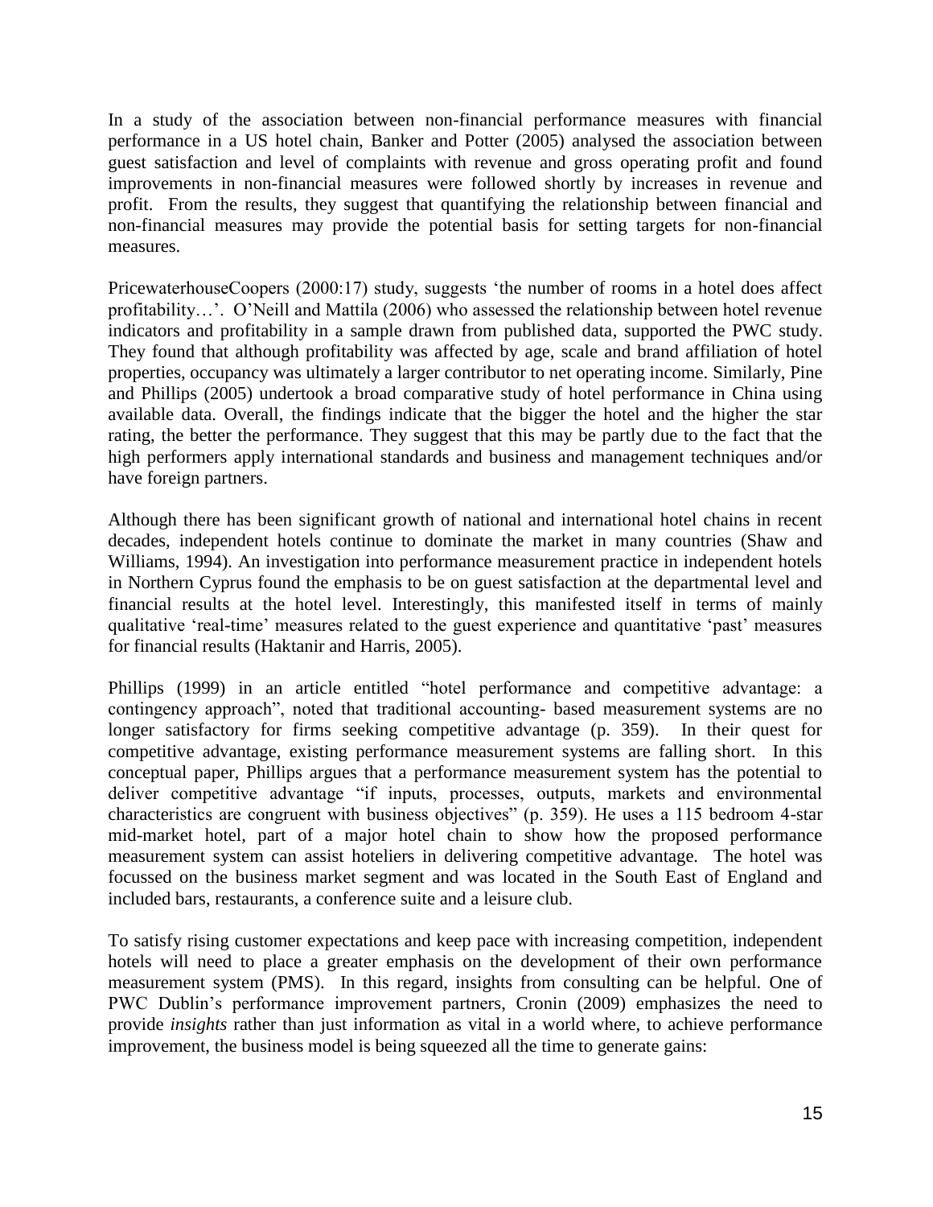In a study of the association between non-financial performance measures with financial performance in a US hotel chain, Banker and Potter (2005) analysed the association between guest satisfaction and level of complaints with revenue and gross operating profit and found improvements in non-financial measures were followed shortly by increases in revenue and profit. From the results, they suggest that quantifying the relationship between financial and non-financial measures may provide the potential basis for setting targets for non-financial measures.

PricewaterhouseCoopers (2000:17) study, suggests 'the number of rooms in a hotel does affect profitability…'. O'Neill and Mattila (2006) who assessed the relationship between hotel revenue indicators and profitability in a sample drawn from published data, supported the PWC study. They found that although profitability was affected by age, scale and brand affiliation of hotel properties, occupancy was ultimately a larger contributor to net operating income. Similarly, Pine and Phillips (2005) undertook a broad comparative study of hotel performance in China using available data. Overall, the findings indicate that the bigger the hotel and the higher the star rating, the better the performance. They suggest that this may be partly due to the fact that the high performers apply international standards and business and management techniques and/or have foreign partners.

Although there has been significant growth of national and international hotel chains in recent decades, independent hotels continue to dominate the market in many countries (Shaw and Williams, 1994). An investigation into performance measurement practice in independent hotels in Northern Cyprus found the emphasis to be on guest satisfaction at the departmental level and financial results at the hotel level. Interestingly, this manifested itself in terms of mainly qualitative 'real-time' measures related to the guest experience and quantitative 'past' measures for financial results (Haktanir and Harris, 2005).

Phillips (1999) in an article entitled "hotel performance and competitive advantage: a contingency approach", noted that traditional accounting- based measurement systems are no longer satisfactory for firms seeking competitive advantage (p. 359). In their quest for competitive advantage, existing performance measurement systems are falling short. In this conceptual paper, Phillips argues that a performance measurement system has the potential to deliver competitive advantage "if inputs, processes, outputs, markets and environmental characteristics are congruent with business objectives" (p. 359). He uses a 115 bedroom 4-star mid-market hotel, part of a major hotel chain to show how the proposed performance measurement system can assist hoteliers in delivering competitive advantage. The hotel was focussed on the business market segment and was located in the South East of England and included bars, restaurants, a conference suite and a leisure club.

To satisfy rising customer expectations and keep pace with increasing competition, independent hotels will need to place a greater emphasis on the development of their own performance measurement system (PMS). In this regard, insights from consulting can be helpful. One of PWC Dublin's performance improvement partners, Cronin (2009) emphasizes the need to provide *insights* rather than just information as vital in a world where, to achieve performance improvement, the business model is being squeezed all the time to generate gains: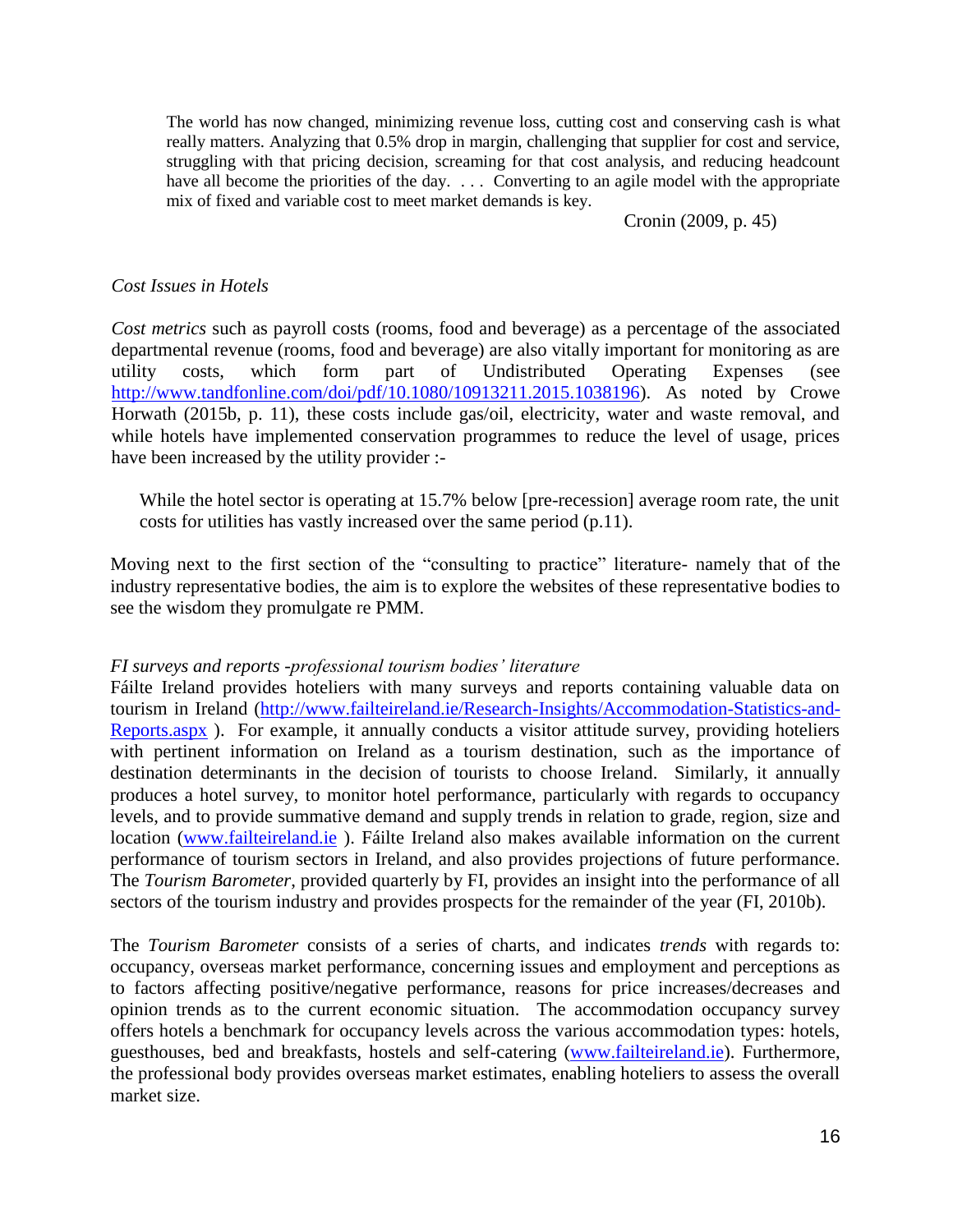> The world has now changed, minimizing revenue loss, cutting cost and conserving cash is what really matters. Analyzing that 0.5% drop in margin, challenging that supplier for cost and service, struggling with that pricing decision, screaming for that cost analysis, and reducing headcount have all become the priorities of the day. . . . Converting to an agile model with the appropriate mix of fixed and variable cost to meet market demands is key.
>
> Cronin (2009, p. 45)

*Cost Issues in Hotels*

*Cost metrics* such as payroll costs (rooms, food and beverage) as a percentage of the associated departmental revenue (rooms, food and beverage) are also vitally important for monitoring as are utility costs, which form part of Undistributed Operating Expenses (see http://www.tandfonline.com/doi/pdf/10.1080/10913211.2015.1038196). As noted by Crowe Horwath (2015b, p. 11), these costs include gas/oil, electricity, water and waste removal, and while hotels have implemented conservation programmes to reduce the level of usage, prices have been increased by the utility provider :-

> While the hotel sector is operating at 15.7% below [pre-recession] average room rate, the unit costs for utilities has vastly increased over the same period (p.11).

Moving next to the first section of the "consulting to practice" literature- namely that of the industry representative bodies, the aim is to explore the websites of these representative bodies to see the wisdom they promulgate re PMM.

*FI surveys and reports -professional tourism bodies' literature*

Fáilte Ireland provides hoteliers with many surveys and reports containing valuable data on tourism in Ireland (http://www.failteireland.ie/Research-Insights/Accommodation-Statistics-and-Reports.aspx ). For example, it annually conducts a visitor attitude survey, providing hoteliers with pertinent information on Ireland as a tourism destination, such as the importance of destination determinants in the decision of tourists to choose Ireland. Similarly, it annually produces a hotel survey, to monitor hotel performance, particularly with regards to occupancy levels, and to provide summative demand and supply trends in relation to grade, region, size and location (www.failteireland.ie ). Fáilte Ireland also makes available information on the current performance of tourism sectors in Ireland, and also provides projections of future performance. The *Tourism Barometer*, provided quarterly by FI, provides an insight into the performance of all sectors of the tourism industry and provides prospects for the remainder of the year (FI, 2010b).

The *Tourism Barometer* consists of a series of charts, and indicates *trends* with regards to: occupancy, overseas market performance, concerning issues and employment and perceptions as to factors affecting positive/negative performance, reasons for price increases/decreases and opinion trends as to the current economic situation. The accommodation occupancy survey offers hotels a benchmark for occupancy levels across the various accommodation types: hotels, guesthouses, bed and breakfasts, hostels and self-catering (www.failteireland.ie). Furthermore, the professional body provides overseas market estimates, enabling hoteliers to assess the overall market size.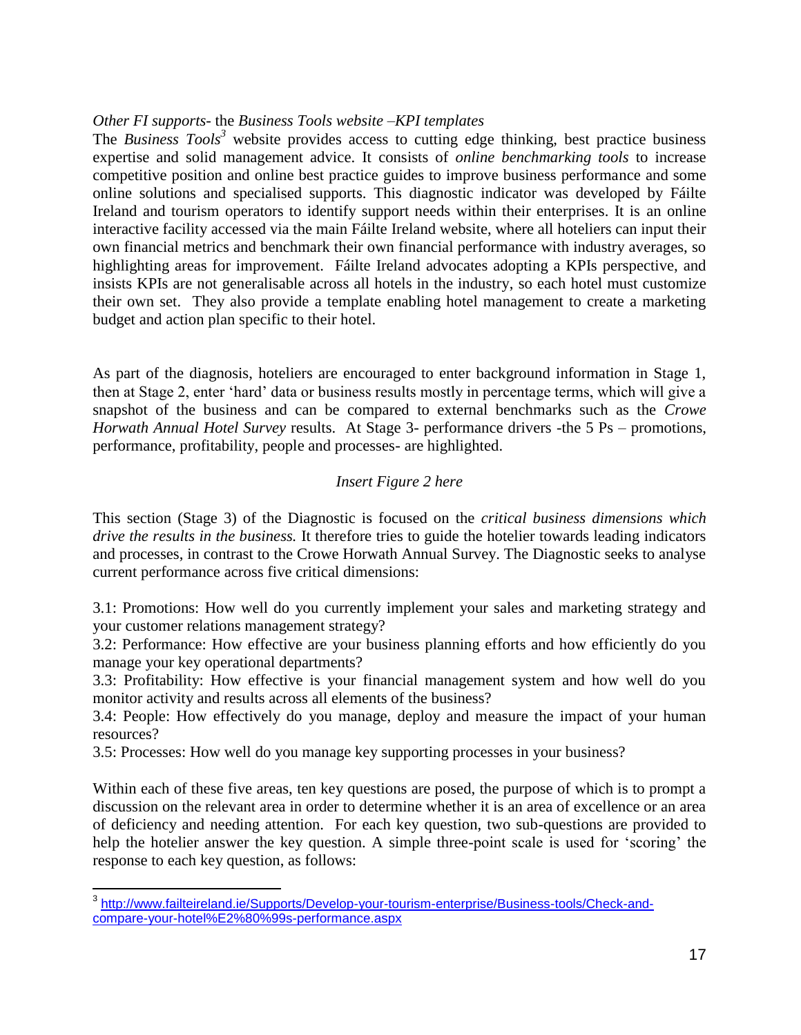*Other FI supports*- the *Business Tools website –KPI templates*

The *Business Tools*[3] website provides access to cutting edge thinking, best practice business expertise and solid management advice. It consists of *online benchmarking tools* to increase competitive position and online best practice guides to improve business performance and some online solutions and specialised supports. This diagnostic indicator was developed by Fáilte Ireland and tourism operators to identify support needs within their enterprises. It is an online interactive facility accessed via the main Fáilte Ireland website, where all hoteliers can input their own financial metrics and benchmark their own financial performance with industry averages, so highlighting areas for improvement. Fáilte Ireland advocates adopting a KPIs perspective, and insists KPIs are not generalisable across all hotels in the industry, so each hotel must customize their own set. They also provide a template enabling hotel management to create a marketing budget and action plan specific to their hotel.

As part of the diagnosis, hoteliers are encouraged to enter background information in Stage 1, then at Stage 2, enter 'hard' data or business results mostly in percentage terms, which will give a snapshot of the business and can be compared to external benchmarks such as the *Crowe Horwath Annual Hotel Survey* results. At Stage 3- performance drivers -the 5 Ps – promotions, performance, profitability, people and processes- are highlighted.

*Insert Figure 2 here*

This section (Stage 3) of the Diagnostic is focused on the *critical business dimensions which drive the results in the business.* It therefore tries to guide the hotelier towards leading indicators and processes, in contrast to the Crowe Horwath Annual Survey. The Diagnostic seeks to analyse current performance across five critical dimensions:

3.1: Promotions: How well do you currently implement your sales and marketing strategy and your customer relations management strategy?

3.2: Performance: How effective are your business planning efforts and how efficiently do you manage your key operational departments?

3.3: Profitability: How effective is your financial management system and how well do you monitor activity and results across all elements of the business?

3.4: People: How effectively do you manage, deploy and measure the impact of your human resources?

3.5: Processes: How well do you manage key supporting processes in your business?

Within each of these five areas, ten key questions are posed, the purpose of which is to prompt a discussion on the relevant area in order to determine whether it is an area of excellence or an area of deficiency and needing attention. For each key question, two sub-questions are provided to help the hotelier answer the key question. A simple three-point scale is used for 'scoring' the response to each key question, as follows:

---

[3] http://www.failteireland.ie/Supports/Develop-your-tourism-enterprise/Business-tools/Check-and-compare-your-hotel%E2%80%99s-performance.aspx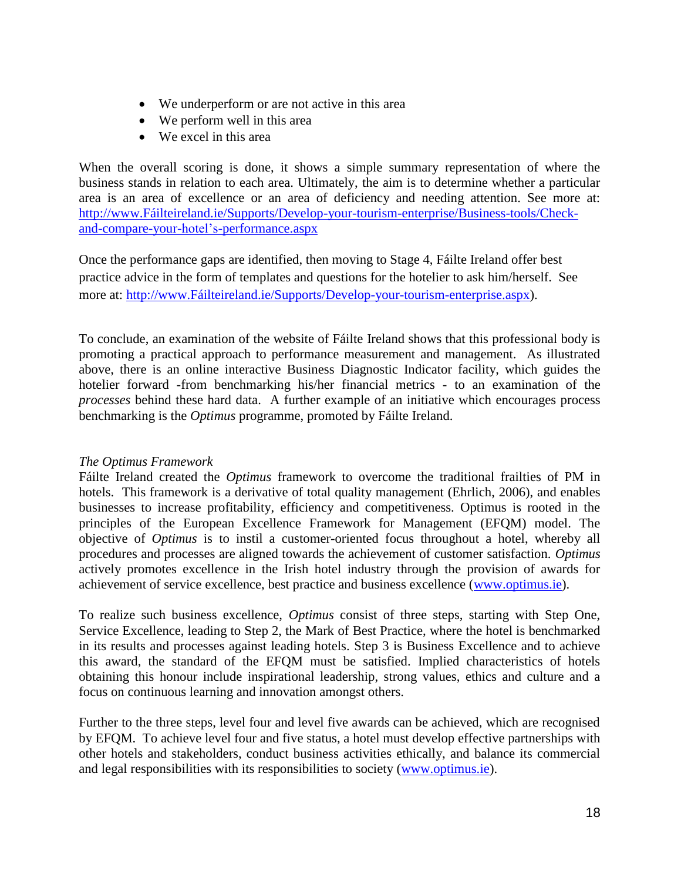- We underperform or are not active in this area
- We perform well in this area
- We excel in this area

When the overall scoring is done, it shows a simple summary representation of where the business stands in relation to each area. Ultimately, the aim is to determine whether a particular area is an area of excellence or an area of deficiency and needing attention. See more at: http://www.Fáilteireland.ie/Supports/Develop-your-tourism-enterprise/Business-tools/Check-and-compare-your-hotel's-performance.aspx

Once the performance gaps are identified, then moving to Stage 4, Fáilte Ireland offer best practice advice in the form of templates and questions for the hotelier to ask him/herself. See more at: http://www.Fáilteireland.ie/Supports/Develop-your-tourism-enterprise.aspx).

To conclude, an examination of the website of Fáilte Ireland shows that this professional body is promoting a practical approach to performance measurement and management. As illustrated above, there is an online interactive Business Diagnostic Indicator facility, which guides the hotelier forward -from benchmarking his/her financial metrics - to an examination of the *processes* behind these hard data. A further example of an initiative which encourages process benchmarking is the *Optimus* programme, promoted by Fáilte Ireland.

*The Optimus Framework*

Fáilte Ireland created the *Optimus* framework to overcome the traditional frailties of PM in hotels. This framework is a derivative of total quality management (Ehrlich, 2006), and enables businesses to increase profitability, efficiency and competitiveness. Optimus is rooted in the principles of the European Excellence Framework for Management (EFQM) model. The objective of *Optimus* is to instil a customer-oriented focus throughout a hotel, whereby all procedures and processes are aligned towards the achievement of customer satisfaction. *Optimus* actively promotes excellence in the Irish hotel industry through the provision of awards for achievement of service excellence, best practice and business excellence (www.optimus.ie).

To realize such business excellence, *Optimus* consist of three steps, starting with Step One, Service Excellence, leading to Step 2, the Mark of Best Practice, where the hotel is benchmarked in its results and processes against leading hotels. Step 3 is Business Excellence and to achieve this award, the standard of the EFQM must be satisfied. Implied characteristics of hotels obtaining this honour include inspirational leadership, strong values, ethics and culture and a focus on continuous learning and innovation amongst others.

Further to the three steps, level four and level five awards can be achieved, which are recognised by EFQM. To achieve level four and five status, a hotel must develop effective partnerships with other hotels and stakeholders, conduct business activities ethically, and balance its commercial and legal responsibilities with its responsibilities to society (www.optimus.ie).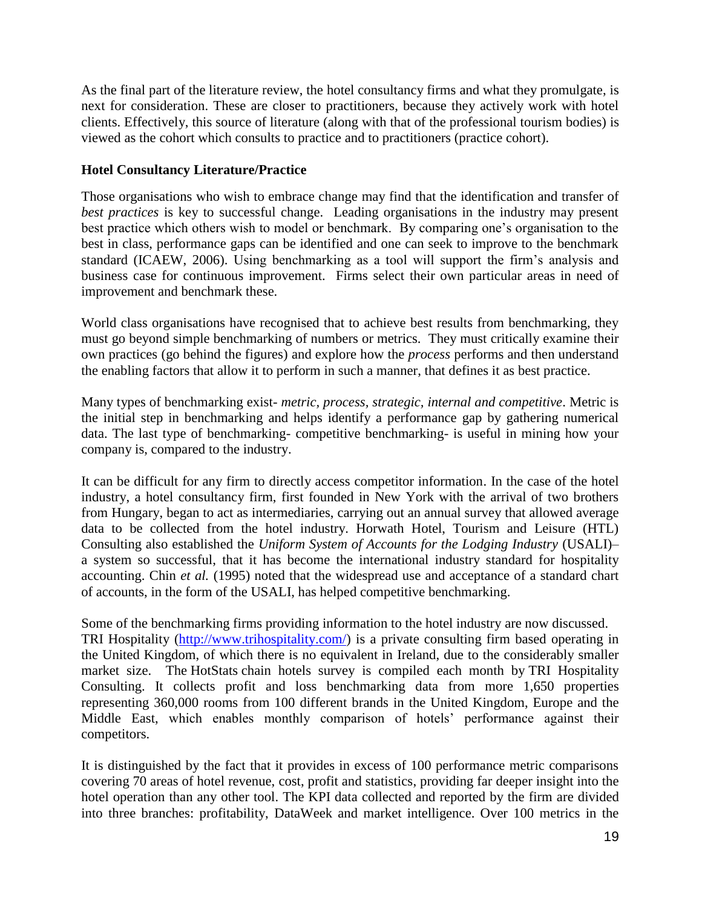As the final part of the literature review, the hotel consultancy firms and what they promulgate, is next for consideration. These are closer to practitioners, because they actively work with hotel clients. Effectively, this source of literature (along with that of the professional tourism bodies) is viewed as the cohort which consults to practice and to practitioners (practice cohort).

### Hotel Consultancy Literature/Practice

Those organisations who wish to embrace change may find that the identification and transfer of *best practices* is key to successful change. Leading organisations in the industry may present best practice which others wish to model or benchmark. By comparing one's organisation to the best in class, performance gaps can be identified and one can seek to improve to the benchmark standard (ICAEW, 2006). Using benchmarking as a tool will support the firm's analysis and business case for continuous improvement. Firms select their own particular areas in need of improvement and benchmark these.

World class organisations have recognised that to achieve best results from benchmarking, they must go beyond simple benchmarking of numbers or metrics. They must critically examine their own practices (go behind the figures) and explore how the *process* performs and then understand the enabling factors that allow it to perform in such a manner, that defines it as best practice.

Many types of benchmarking exist- *metric, process, strategic, internal and competitive*. Metric is the initial step in benchmarking and helps identify a performance gap by gathering numerical data. The last type of benchmarking- competitive benchmarking- is useful in mining how your company is, compared to the industry.

It can be difficult for any firm to directly access competitor information. In the case of the hotel industry, a hotel consultancy firm, first founded in New York with the arrival of two brothers from Hungary, began to act as intermediaries, carrying out an annual survey that allowed average data to be collected from the hotel industry. Horwath Hotel, Tourism and Leisure (HTL) Consulting also established the *Uniform System of Accounts for the Lodging Industry* (USALI)– a system so successful, that it has become the international industry standard for hospitality accounting. Chin *et al.* (1995) noted that the widespread use and acceptance of a standard chart of accounts, in the form of the USALI, has helped competitive benchmarking.

Some of the benchmarking firms providing information to the hotel industry are now discussed. TRI Hospitality (http://www.trihospitality.com/) is a private consulting firm based operating in the United Kingdom, of which there is no equivalent in Ireland, due to the considerably smaller market size. The HotStats chain hotels survey is compiled each month by TRI Hospitality Consulting. It collects profit and loss benchmarking data from more 1,650 properties representing 360,000 rooms from 100 different brands in the United Kingdom, Europe and the Middle East, which enables monthly comparison of hotels' performance against their competitors.

It is distinguished by the fact that it provides in excess of 100 performance metric comparisons covering 70 areas of hotel revenue, cost, profit and statistics, providing far deeper insight into the hotel operation than any other tool. The KPI data collected and reported by the firm are divided into three branches: profitability, DataWeek and market intelligence. Over 100 metrics in the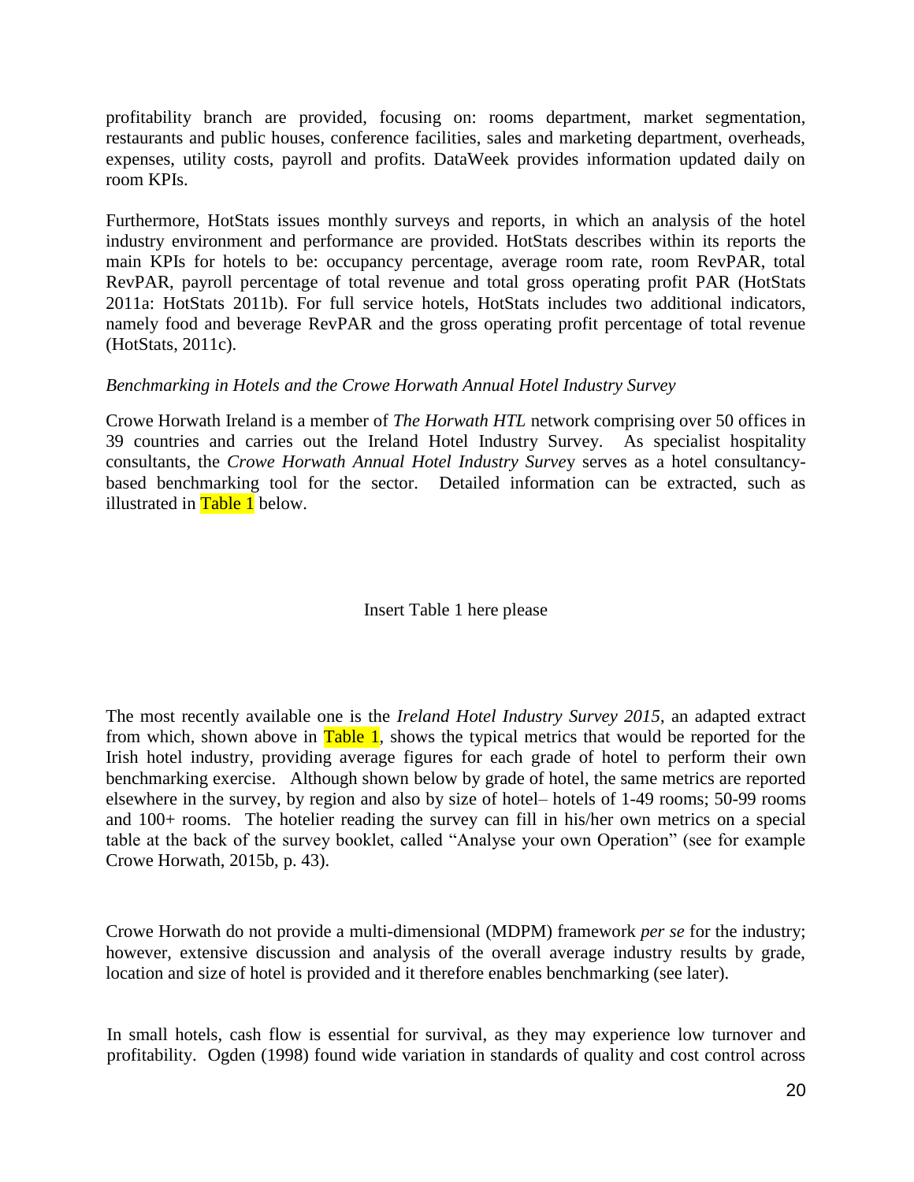profitability branch are provided, focusing on: rooms department, market segmentation, restaurants and public houses, conference facilities, sales and marketing department, overheads, expenses, utility costs, payroll and profits. DataWeek provides information updated daily on room KPIs.

Furthermore, HotStats issues monthly surveys and reports, in which an analysis of the hotel industry environment and performance are provided. HotStats describes within its reports the main KPIs for hotels to be: occupancy percentage, average room rate, room RevPAR, total RevPAR, payroll percentage of total revenue and total gross operating profit PAR (HotStats 2011a: HotStats 2011b). For full service hotels, HotStats includes two additional indicators, namely food and beverage RevPAR and the gross operating profit percentage of total revenue (HotStats, 2011c).

*Benchmarking in Hotels and the Crowe Horwath Annual Hotel Industry Survey*

Crowe Horwath Ireland is a member of *The Horwath HTL* network comprising over 50 offices in 39 countries and carries out the Ireland Hotel Industry Survey. As specialist hospitality consultants, the *Crowe Horwath Annual Hotel Industry Survey* serves as a hotel consultancy-based benchmarking tool for the sector. Detailed information can be extracted, such as illustrated in Table 1 below.

Insert Table 1 here please

The most recently available one is the *Ireland Hotel Industry Survey 2015*, an adapted extract from which, shown above in Table 1, shows the typical metrics that would be reported for the Irish hotel industry, providing average figures for each grade of hotel to perform their own benchmarking exercise. Although shown below by grade of hotel, the same metrics are reported elsewhere in the survey, by region and also by size of hotel– hotels of 1-49 rooms; 50-99 rooms and 100+ rooms. The hotelier reading the survey can fill in his/her own metrics on a special table at the back of the survey booklet, called "Analyse your own Operation" (see for example Crowe Horwath, 2015b, p. 43).

Crowe Horwath do not provide a multi-dimensional (MDPM) framework *per se* for the industry; however, extensive discussion and analysis of the overall average industry results by grade, location and size of hotel is provided and it therefore enables benchmarking (see later).

In small hotels, cash flow is essential for survival, as they may experience low turnover and profitability. Ogden (1998) found wide variation in standards of quality and cost control across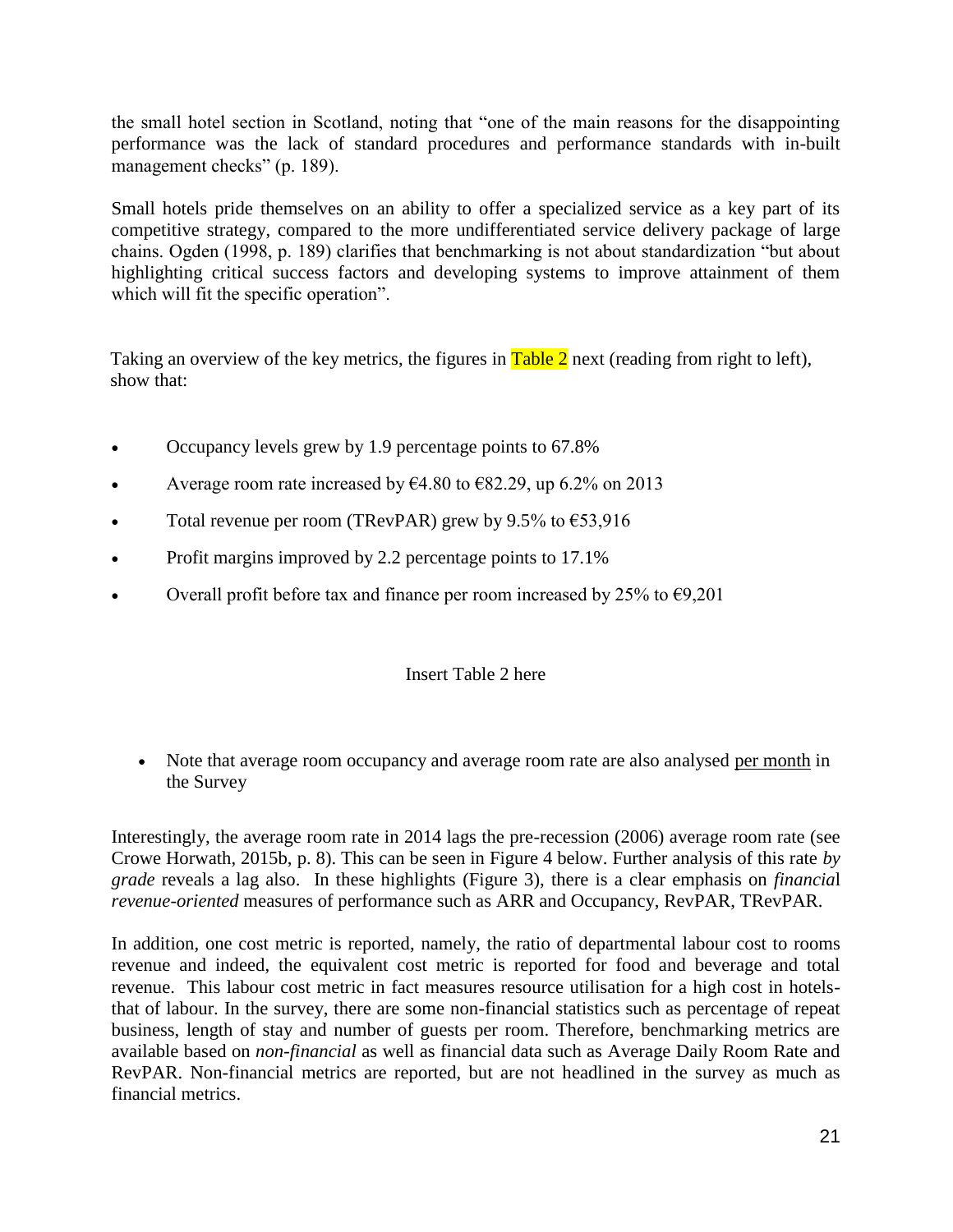the small hotel section in Scotland, noting that "one of the main reasons for the disappointing performance was the lack of standard procedures and performance standards with in-built management checks" (p. 189).

Small hotels pride themselves on an ability to offer a specialized service as a key part of its competitive strategy, compared to the more undifferentiated service delivery package of large chains. Ogden (1998, p. 189) clarifies that benchmarking is not about standardization "but about highlighting critical success factors and developing systems to improve attainment of them which will fit the specific operation".

Taking an overview of the key metrics, the figures in Table 2 next (reading from right to left), show that:

- Occupancy levels grew by 1.9 percentage points to 67.8%
- Average room rate increased by €4.80 to €82.29, up 6.2% on 2013
- Total revenue per room (TRevPAR) grew by 9.5% to €53,916
- Profit margins improved by 2.2 percentage points to 17.1%
- Overall profit before tax and finance per room increased by 25% to €9,201

Insert Table 2 here

- Note that average room occupancy and average room rate are also analysed per month in the Survey

Interestingly, the average room rate in 2014 lags the pre-recession (2006) average room rate (see Crowe Horwath, 2015b, p. 8). This can be seen in Figure 4 below. Further analysis of this rate *by grade* reveals a lag also. In these highlights (Figure 3), there is a clear emphasis on *financia*l *revenue-oriented* measures of performance such as ARR and Occupancy, RevPAR, TRevPAR.

In addition, one cost metric is reported, namely, the ratio of departmental labour cost to rooms revenue and indeed, the equivalent cost metric is reported for food and beverage and total revenue. This labour cost metric in fact measures resource utilisation for a high cost in hotels- that of labour. In the survey, there are some non-financial statistics such as percentage of repeat business, length of stay and number of guests per room. Therefore, benchmarking metrics are available based on *non-financial* as well as financial data such as Average Daily Room Rate and RevPAR. Non-financial metrics are reported, but are not headlined in the survey as much as financial metrics.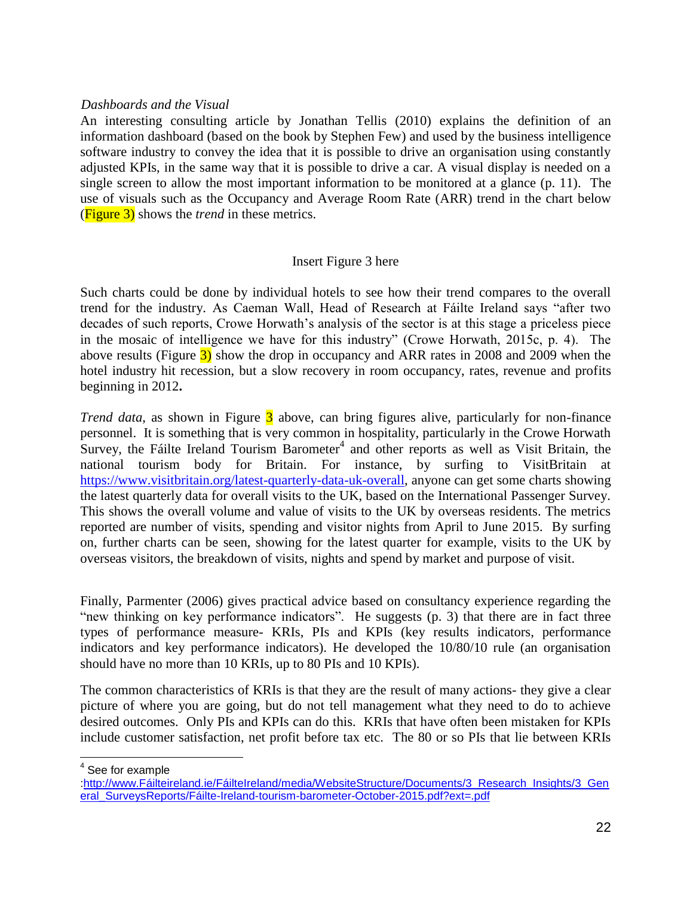*Dashboards and the Visual*

An interesting consulting article by Jonathan Tellis (2010) explains the definition of an information dashboard (based on the book by Stephen Few) and used by the business intelligence software industry to convey the idea that it is possible to drive an organisation using constantly adjusted KPIs, in the same way that it is possible to drive a car. A visual display is needed on a single screen to allow the most important information to be monitored at a glance (p. 11). The use of visuals such as the Occupancy and Average Room Rate (ARR) trend in the chart below (Figure 3) shows the *trend* in these metrics.

Insert Figure 3 here

Such charts could be done by individual hotels to see how their trend compares to the overall trend for the industry. As Caeman Wall, Head of Research at Fáilte Ireland says "after two decades of such reports, Crowe Horwath's analysis of the sector is at this stage a priceless piece in the mosaic of intelligence we have for this industry" (Crowe Horwath, 2015c, p. 4). The above results (Figure 3) show the drop in occupancy and ARR rates in 2008 and 2009 when the hotel industry hit recession, but a slow recovery in room occupancy, rates, revenue and profits beginning in 2012**.**

*Trend data*, as shown in Figure 3 above, can bring figures alive, particularly for non-finance personnel. It is something that is very common in hospitality, particularly in the Crowe Horwath Survey, the Fáilte Ireland Tourism Barometer[4] and other reports as well as Visit Britain, the national tourism body for Britain. For instance, by surfing to VisitBritain at https://www.visitbritain.org/latest-quarterly-data-uk-overall, anyone can get some charts showing the latest quarterly data for overall visits to the UK, based on the International Passenger Survey. This shows the overall volume and value of visits to the UK by overseas residents. The metrics reported are number of visits, spending and visitor nights from April to June 2015. By surfing on, further charts can be seen, showing for the latest quarter for example, visits to the UK by overseas visitors, the breakdown of visits, nights and spend by market and purpose of visit.

Finally, Parmenter (2006) gives practical advice based on consultancy experience regarding the "new thinking on key performance indicators". He suggests (p. 3) that there are in fact three types of performance measure- KRIs, PIs and KPIs (key results indicators, performance indicators and key performance indicators). He developed the 10/80/10 rule (an organisation should have no more than 10 KRIs, up to 80 PIs and 10 KPIs).

The common characteristics of KRIs is that they are the result of many actions- they give a clear picture of where you are going, but do not tell management what they need to do to achieve desired outcomes. Only PIs and KPIs can do this. KRIs that have often been mistaken for KPIs include customer satisfaction, net profit before tax etc. The 80 or so PIs that lie between KRIs

---

[4] See for example :http://www.Fáilteireland.ie/FáilteIreland/media/WebsiteStructure/Documents/3_Research_Insights/3_General_SurveysReports/Fáilte-Ireland-tourism-barometer-October-2015.pdf?ext=.pdf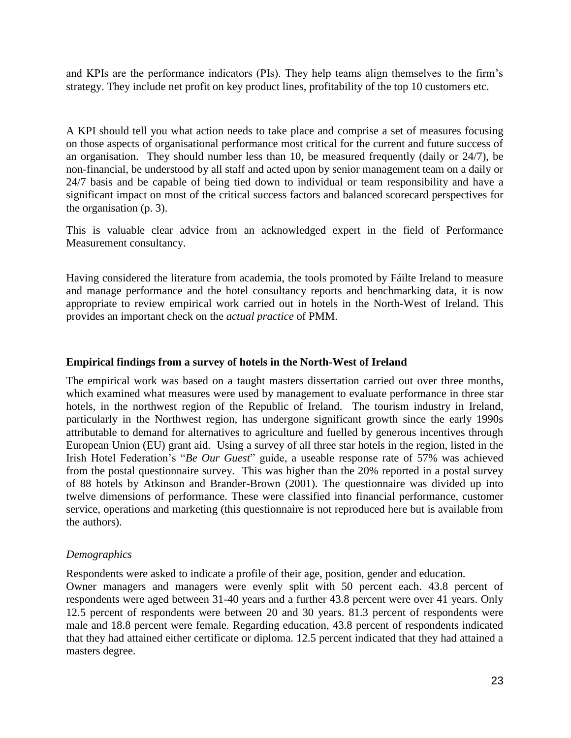and KPIs are the performance indicators (PIs). They help teams align themselves to the firm's strategy. They include net profit on key product lines, profitability of the top 10 customers etc.

A KPI should tell you what action needs to take place and comprise a set of measures focusing on those aspects of organisational performance most critical for the current and future success of an organisation. They should number less than 10, be measured frequently (daily or 24/7), be non-financial, be understood by all staff and acted upon by senior management team on a daily or 24/7 basis and be capable of being tied down to individual or team responsibility and have a significant impact on most of the critical success factors and balanced scorecard perspectives for the organisation (p. 3).

This is valuable clear advice from an acknowledged expert in the field of Performance Measurement consultancy.

Having considered the literature from academia, the tools promoted by Fáilte Ireland to measure and manage performance and the hotel consultancy reports and benchmarking data, it is now appropriate to review empirical work carried out in hotels in the North-West of Ireland. This provides an important check on the *actual practice* of PMM.

**Empirical findings from a survey of hotels in the North-West of Ireland**

The empirical work was based on a taught masters dissertation carried out over three months, which examined what measures were used by management to evaluate performance in three star hotels, in the northwest region of the Republic of Ireland. The tourism industry in Ireland, particularly in the Northwest region, has undergone significant growth since the early 1990s attributable to demand for alternatives to agriculture and fuelled by generous incentives through European Union (EU) grant aid. Using a survey of all three star hotels in the region, listed in the Irish Hotel Federation's "*Be Our Guest*" guide, a useable response rate of 57% was achieved from the postal questionnaire survey. This was higher than the 20% reported in a postal survey of 88 hotels by Atkinson and Brander-Brown (2001). The questionnaire was divided up into twelve dimensions of performance. These were classified into financial performance, customer service, operations and marketing (this questionnaire is not reproduced here but is available from the authors).

*Demographics*

Respondents were asked to indicate a profile of their age, position, gender and education. Owner managers and managers were evenly split with 50 percent each. 43.8 percent of respondents were aged between 31-40 years and a further 43.8 percent were over 41 years. Only 12.5 percent of respondents were between 20 and 30 years. 81.3 percent of respondents were male and 18.8 percent were female. Regarding education, 43.8 percent of respondents indicated that they had attained either certificate or diploma. 12.5 percent indicated that they had attained a masters degree.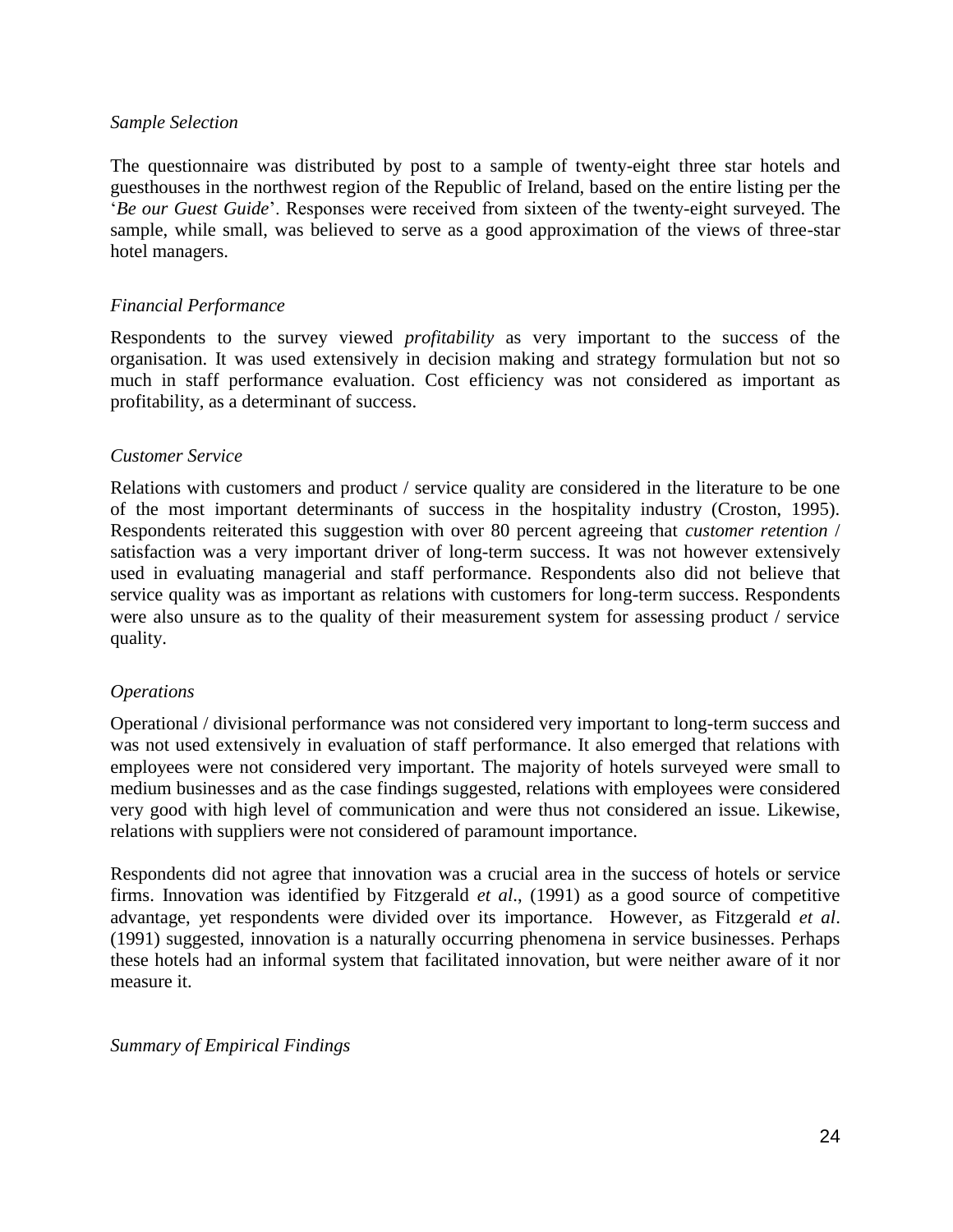*Sample Selection*

The questionnaire was distributed by post to a sample of twenty-eight three star hotels and guesthouses in the northwest region of the Republic of Ireland, based on the entire listing per the '*Be our Guest Guide*'. Responses were received from sixteen of the twenty-eight surveyed. The sample, while small, was believed to serve as a good approximation of the views of three-star hotel managers.

*Financial Performance*

Respondents to the survey viewed *profitability* as very important to the success of the organisation. It was used extensively in decision making and strategy formulation but not so much in staff performance evaluation. Cost efficiency was not considered as important as profitability, as a determinant of success.

*Customer Service*

Relations with customers and product / service quality are considered in the literature to be one of the most important determinants of success in the hospitality industry (Croston, 1995). Respondents reiterated this suggestion with over 80 percent agreeing that *customer retention* / satisfaction was a very important driver of long-term success. It was not however extensively used in evaluating managerial and staff performance. Respondents also did not believe that service quality was as important as relations with customers for long-term success. Respondents were also unsure as to the quality of their measurement system for assessing product / service quality.

*Operations*

Operational / divisional performance was not considered very important to long-term success and was not used extensively in evaluation of staff performance. It also emerged that relations with employees were not considered very important. The majority of hotels surveyed were small to medium businesses and as the case findings suggested, relations with employees were considered very good with high level of communication and were thus not considered an issue. Likewise, relations with suppliers were not considered of paramount importance.

Respondents did not agree that innovation was a crucial area in the success of hotels or service firms. Innovation was identified by Fitzgerald *et al*., (1991) as a good source of competitive advantage, yet respondents were divided over its importance. However, as Fitzgerald *et al*. (1991) suggested, innovation is a naturally occurring phenomena in service businesses. Perhaps these hotels had an informal system that facilitated innovation, but were neither aware of it nor measure it.

*Summary of Empirical Findings*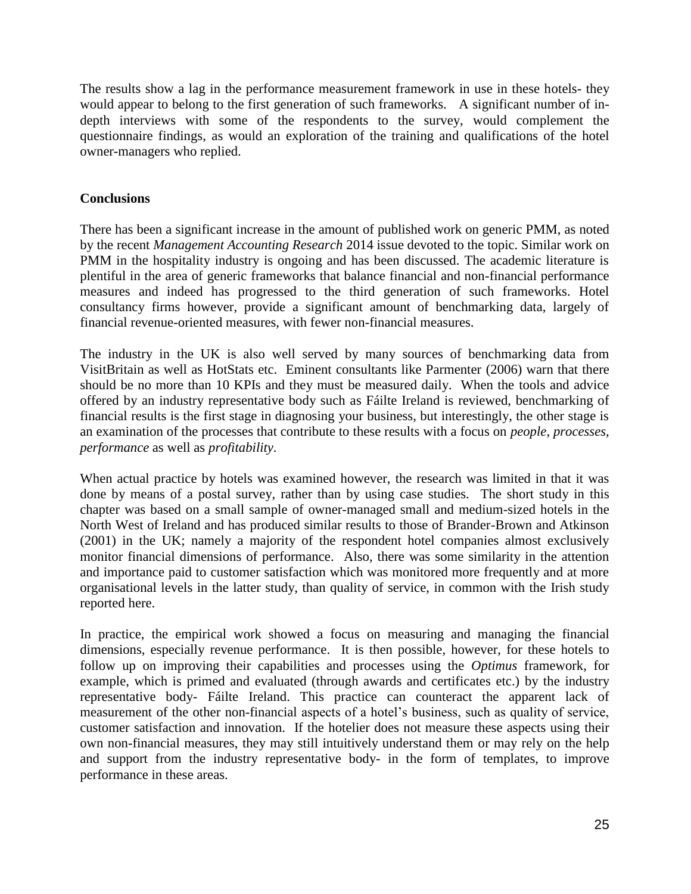The results show a lag in the performance measurement framework in use in these hotels- they would appear to belong to the first generation of such frameworks. A significant number of in-depth interviews with some of the respondents to the survey, would complement the questionnaire findings, as would an exploration of the training and qualifications of the hotel owner-managers who replied.

**Conclusions**

There has been a significant increase in the amount of published work on generic PMM, as noted by the recent *Management Accounting Research* 2014 issue devoted to the topic. Similar work on PMM in the hospitality industry is ongoing and has been discussed. The academic literature is plentiful in the area of generic frameworks that balance financial and non-financial performance measures and indeed has progressed to the third generation of such frameworks. Hotel consultancy firms however, provide a significant amount of benchmarking data, largely of financial revenue-oriented measures, with fewer non-financial measures.

The industry in the UK is also well served by many sources of benchmarking data from VisitBritain as well as HotStats etc. Eminent consultants like Parmenter (2006) warn that there should be no more than 10 KPIs and they must be measured daily. When the tools and advice offered by an industry representative body such as Fáilte Ireland is reviewed, benchmarking of financial results is the first stage in diagnosing your business, but interestingly, the other stage is an examination of the processes that contribute to these results with a focus on *people, processes, performance* as well as *profitability*.

When actual practice by hotels was examined however, the research was limited in that it was done by means of a postal survey, rather than by using case studies. The short study in this chapter was based on a small sample of owner-managed small and medium-sized hotels in the North West of Ireland and has produced similar results to those of Brander-Brown and Atkinson (2001) in the UK; namely a majority of the respondent hotel companies almost exclusively monitor financial dimensions of performance. Also, there was some similarity in the attention and importance paid to customer satisfaction which was monitored more frequently and at more organisational levels in the latter study, than quality of service, in common with the Irish study reported here.

In practice, the empirical work showed a focus on measuring and managing the financial dimensions, especially revenue performance. It is then possible, however, for these hotels to follow up on improving their capabilities and processes using the *Optimus* framework, for example, which is primed and evaluated (through awards and certificates etc.) by the industry representative body- Fáilte Ireland. This practice can counteract the apparent lack of measurement of the other non-financial aspects of a hotel's business, such as quality of service, customer satisfaction and innovation. If the hotelier does not measure these aspects using their own non-financial measures, they may still intuitively understand them or may rely on the help and support from the industry representative body- in the form of templates, to improve performance in these areas.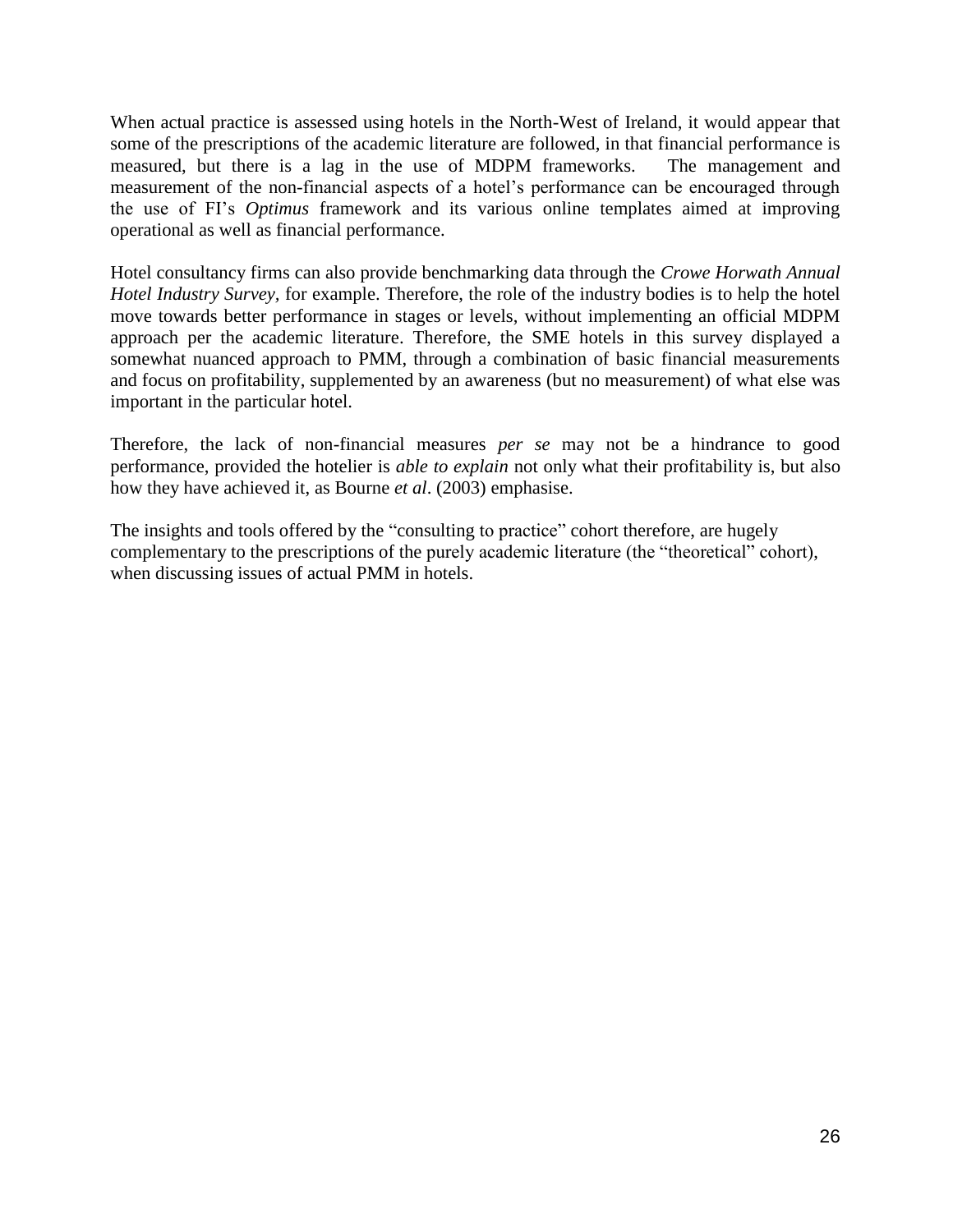When actual practice is assessed using hotels in the North-West of Ireland, it would appear that some of the prescriptions of the academic literature are followed, in that financial performance is measured, but there is a lag in the use of MDPM frameworks. The management and measurement of the non-financial aspects of a hotel's performance can be encouraged through the use of FI's *Optimus* framework and its various online templates aimed at improving operational as well as financial performance.

Hotel consultancy firms can also provide benchmarking data through the *Crowe Horwath Annual Hotel Industry Survey*, for example. Therefore, the role of the industry bodies is to help the hotel move towards better performance in stages or levels, without implementing an official MDPM approach per the academic literature. Therefore, the SME hotels in this survey displayed a somewhat nuanced approach to PMM, through a combination of basic financial measurements and focus on profitability, supplemented by an awareness (but no measurement) of what else was important in the particular hotel.

Therefore, the lack of non-financial measures *per se* may not be a hindrance to good performance, provided the hotelier is *able to explain* not only what their profitability is, but also how they have achieved it, as Bourne *et al*. (2003) emphasise.

The insights and tools offered by the "consulting to practice" cohort therefore, are hugely complementary to the prescriptions of the purely academic literature (the "theoretical" cohort), when discussing issues of actual PMM in hotels.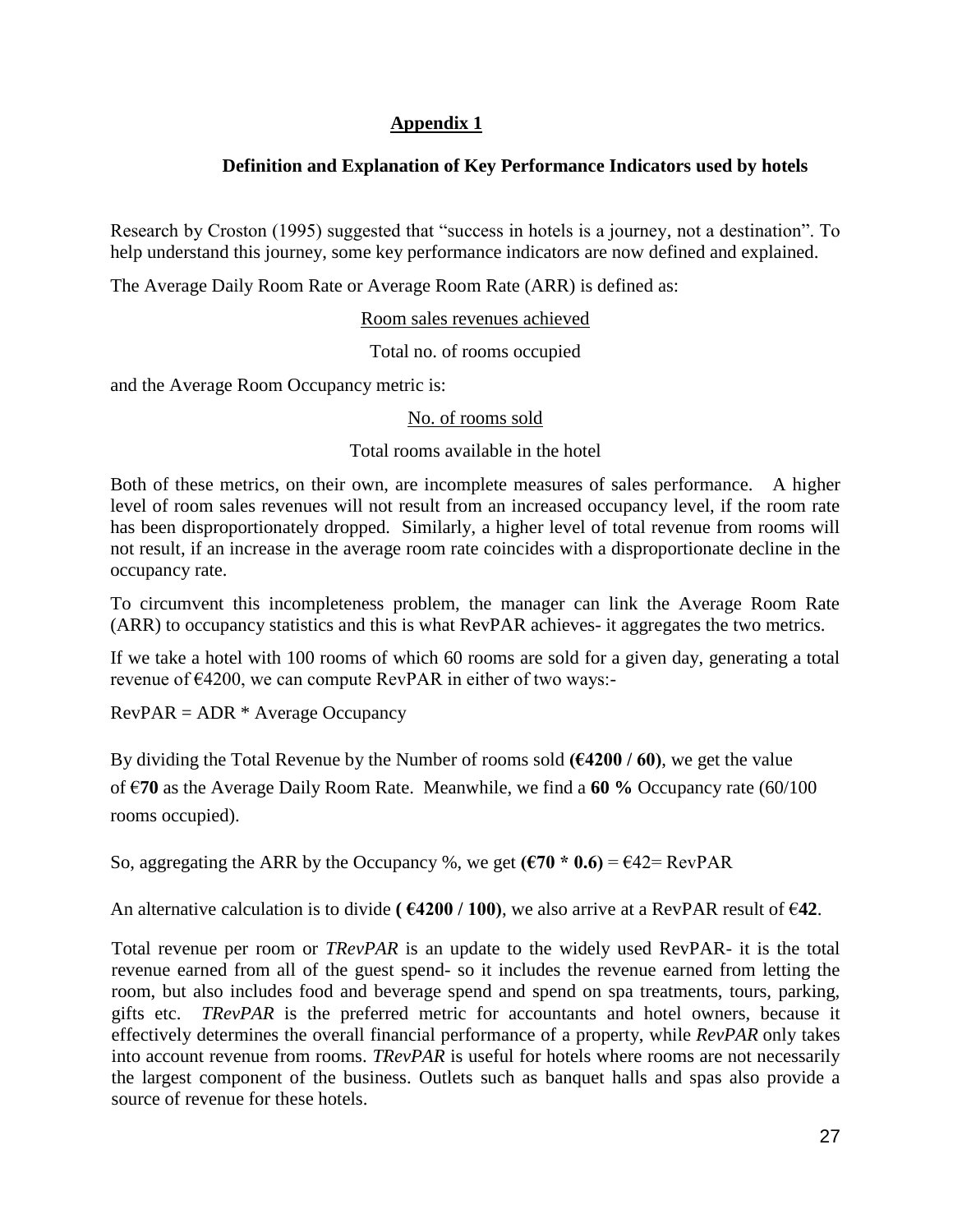# Appendix 1

## Definition and Explanation of Key Performance Indicators used by hotels

Research by Croston (1995) suggested that "success in hotels is a journey, not a destination". To help understand this journey, some key performance indicators are now defined and explained.

The Average Daily Room Rate or Average Room Rate (ARR) is defined as:

$$\frac{\text{Room sales revenues achieved}}{\text{Total no. of rooms occupied}}$$

and the Average Room Occupancy metric is:

$$\frac{\text{No. of rooms sold}}{\text{Total rooms available in the hotel}}$$

Both of these metrics, on their own, are incomplete measures of sales performance. A higher level of room sales revenues will not result from an increased occupancy level, if the room rate has been disproportionately dropped. Similarly, a higher level of total revenue from rooms will not result, if an increase in the average room rate coincides with a disproportionate decline in the occupancy rate.

To circumvent this incompleteness problem, the manager can link the Average Room Rate (ARR) to occupancy statistics and this is what RevPAR achieves- it aggregates the two metrics.

If we take a hotel with 100 rooms of which 60 rooms are sold for a given day, generating a total revenue of €4200, we can compute RevPAR in either of two ways:-

RevPAR = ADR * Average Occupancy

By dividing the Total Revenue by the Number of rooms sold **(€4200 / 60)**, we get the value of €**70** as the Average Daily Room Rate. Meanwhile, we find a **60 %** Occupancy rate (60/100 rooms occupied).

So, aggregating the ARR by the Occupancy %, we get **(€70 * 0.6)** = €42= RevPAR

An alternative calculation is to divide **( €4200 / 100)**, we also arrive at a RevPAR result of €**42**.

Total revenue per room or *TRevPAR* is an update to the widely used RevPAR- it is the total revenue earned from all of the guest spend- so it includes the revenue earned from letting the room, but also includes food and beverage spend and spend on spa treatments, tours, parking, gifts etc. *TRevPAR* is the preferred metric for accountants and hotel owners, because it effectively determines the overall financial performance of a property, while *RevPAR* only takes into account revenue from rooms. *TRevPAR* is useful for hotels where rooms are not necessarily the largest component of the business. Outlets such as banquet halls and spas also provide a source of revenue for these hotels.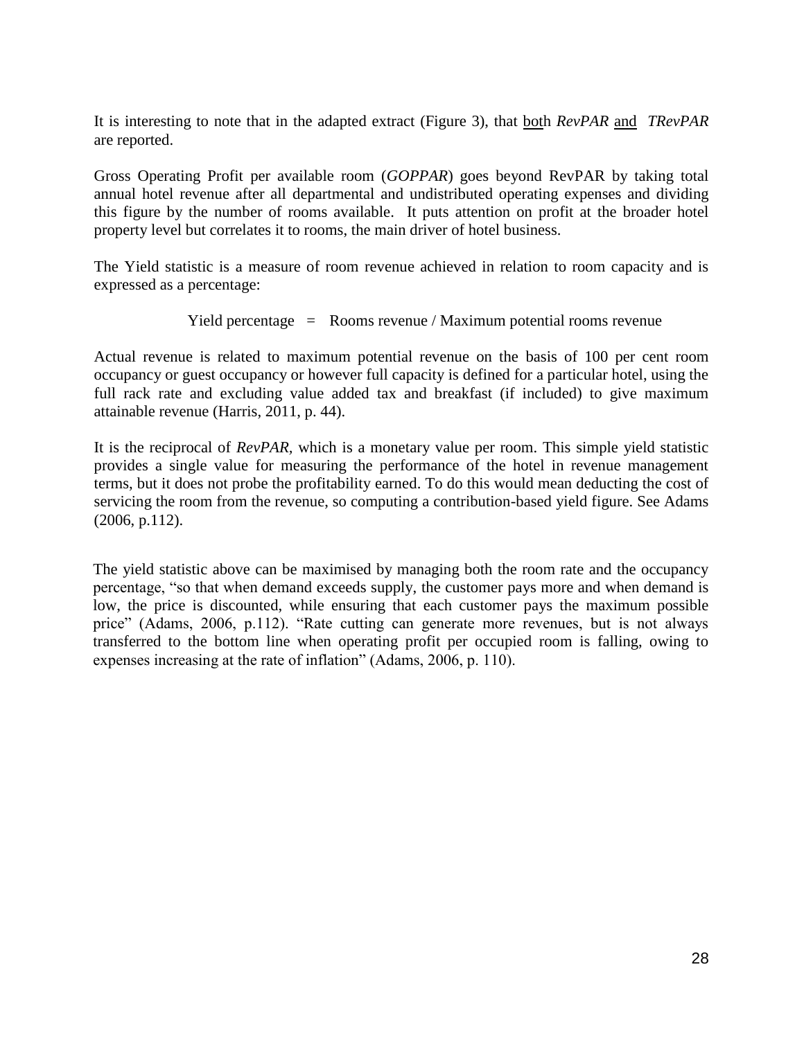It is interesting to note that in the adapted extract (Figure 3), that both *RevPAR* and *TRevPAR* are reported.

Gross Operating Profit per available room (*GOPPAR*) goes beyond RevPAR by taking total annual hotel revenue after all departmental and undistributed operating expenses and dividing this figure by the number of rooms available. It puts attention on profit at the broader hotel property level but correlates it to rooms, the main driver of hotel business.

The Yield statistic is a measure of room revenue achieved in relation to room capacity and is expressed as a percentage:

Yield percentage = Rooms revenue / Maximum potential rooms revenue

Actual revenue is related to maximum potential revenue on the basis of 100 per cent room occupancy or guest occupancy or however full capacity is defined for a particular hotel, using the full rack rate and excluding value added tax and breakfast (if included) to give maximum attainable revenue (Harris, 2011, p. 44).

It is the reciprocal of *RevPAR*, which is a monetary value per room. This simple yield statistic provides a single value for measuring the performance of the hotel in revenue management terms, but it does not probe the profitability earned. To do this would mean deducting the cost of servicing the room from the revenue, so computing a contribution-based yield figure. See Adams (2006, p.112).

The yield statistic above can be maximised by managing both the room rate and the occupancy percentage, "so that when demand exceeds supply, the customer pays more and when demand is low, the price is discounted, while ensuring that each customer pays the maximum possible price" (Adams, 2006, p.112). "Rate cutting can generate more revenues, but is not always transferred to the bottom line when operating profit per occupied room is falling, owing to expenses increasing at the rate of inflation" (Adams, 2006, p. 110).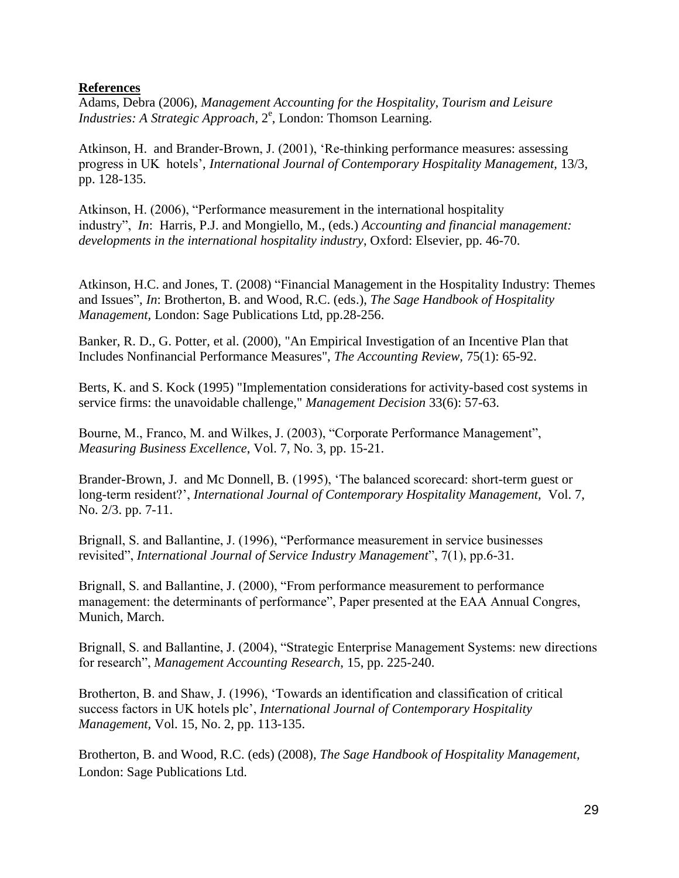**References**

Adams, Debra (2006), *Management Accounting for the Hospitality, Tourism and Leisure Industries: A Strategic Approach*, 2[e], London: Thomson Learning.

Atkinson, H. and Brander-Brown, J. (2001), 'Re-thinking performance measures: assessing progress in UK hotels', *International Journal of Contemporary Hospitality Management,* 13/3, pp. 128-135.

Atkinson, H. (2006), "Performance measurement in the international hospitality industry", *In*: Harris, P.J. and Mongiello, M., (eds.) *Accounting and financial management: developments in the international hospitality industry*, Oxford: Elsevier, pp. 46-70.

Atkinson, H.C. and Jones, T. (2008) "Financial Management in the Hospitality Industry: Themes and Issues", *In*: Brotherton, B. and Wood, R.C. (eds.), *The Sage Handbook of Hospitality Management,* London: Sage Publications Ltd, pp.28-256.

Banker, R. D., G. Potter, et al. (2000), "An Empirical Investigation of an Incentive Plan that Includes Nonfinancial Performance Measures", *The Accounting Review*, 75(1): 65-92.

Berts, K. and S. Kock (1995) "Implementation considerations for activity-based cost systems in service firms: the unavoidable challenge," *Management Decision* 33(6): 57-63.

Bourne, M., Franco, M. and Wilkes, J. (2003), "Corporate Performance Management", *Measuring Business Excellence*, Vol. 7, No. 3, pp. 15-21.

Brander-Brown, J. and Mc Donnell, B. (1995), 'The balanced scorecard: short-term guest or long-term resident?', *International Journal of Contemporary Hospitality Management,* Vol. 7, No. 2/3. pp. 7-11.

Brignall, S. and Ballantine, J. (1996), "Performance measurement in service businesses revisited", *International Journal of Service Industry Management*", 7(1), pp.6-31.

Brignall, S. and Ballantine, J. (2000), "From performance measurement to performance management: the determinants of performance", Paper presented at the EAA Annual Congres, Munich, March.

Brignall, S. and Ballantine, J. (2004), "Strategic Enterprise Management Systems: new directions for research", *Management Accounting Research*, 15, pp. 225-240.

Brotherton, B. and Shaw, J. (1996), 'Towards an identification and classification of critical success factors in UK hotels plc', *International Journal of Contemporary Hospitality Management*, Vol. 15, No. 2, pp. 113-135.

Brotherton, B. and Wood, R.C. (eds) (2008), *The Sage Handbook of Hospitality Management,* London: Sage Publications Ltd.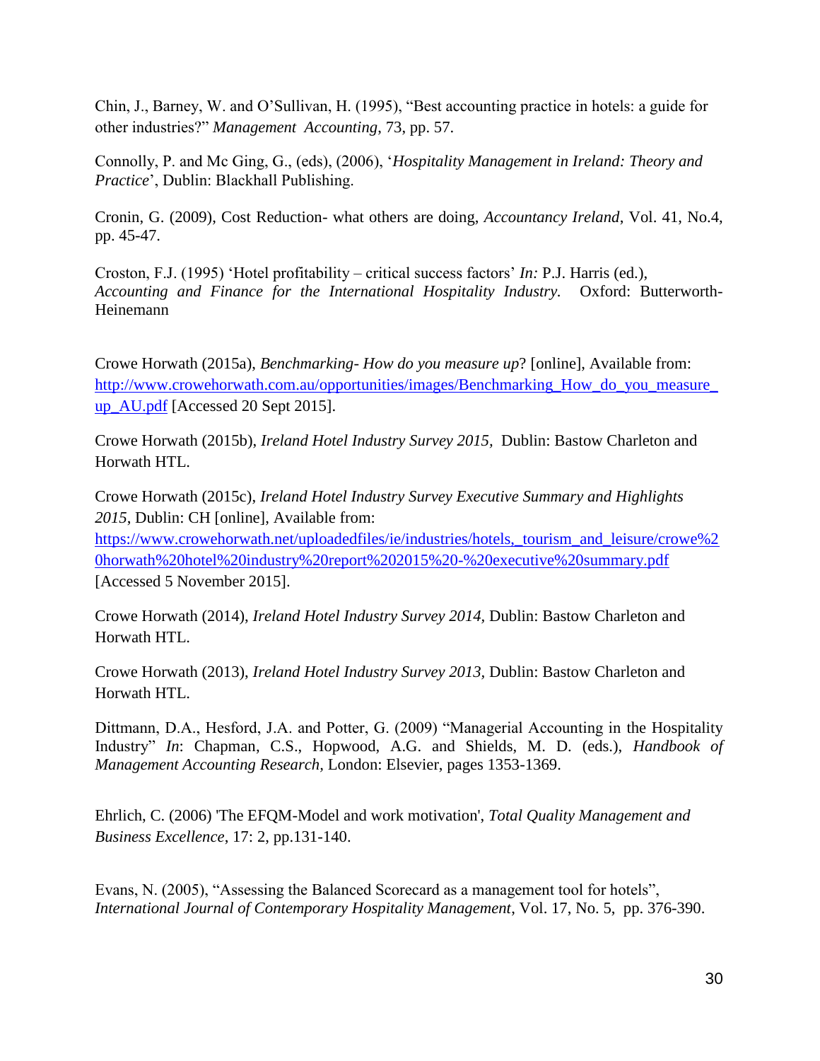Chin, J., Barney, W. and O'Sullivan, H. (1995), "Best accounting practice in hotels: a guide for other industries?" *Management Accounting*, 73, pp. 57.

Connolly, P. and Mc Ging, G., (eds), (2006), '*Hospitality Management in Ireland: Theory and Practice*', Dublin: Blackhall Publishing.

Cronin, G. (2009), Cost Reduction- what others are doing, *Accountancy Ireland*, Vol. 41, No.4, pp. 45-47.

Croston, F.J. (1995) 'Hotel profitability – critical success factors' *In:* P.J. Harris (ed.), *Accounting and Finance for the International Hospitality Industry.* Oxford: Butterworth-Heinemann

Crowe Horwath (2015a), *Benchmarking- How do you measure up*? [online], Available from: http://www.crowehorwath.com.au/opportunities/images/Benchmarking_How_do_you_measure_up_AU.pdf [Accessed 20 Sept 2015].

Crowe Horwath (2015b), *Ireland Hotel Industry Survey 2015,* Dublin: Bastow Charleton and Horwath HTL.

Crowe Horwath (2015c), *Ireland Hotel Industry Survey Executive Summary and Highlights 2015*, Dublin: CH [online], Available from: https://www.crowehorwath.net/uploadedfiles/ie/industries/hotels,_tourism_and_leisure/crowe%20horwath%20hotel%20industry%20report%202015%20-%20executive%20summary.pdf [Accessed 5 November 2015].

Crowe Horwath (2014), *Ireland Hotel Industry Survey 2014,* Dublin: Bastow Charleton and Horwath HTL.

Crowe Horwath (2013), *Ireland Hotel Industry Survey 2013,* Dublin: Bastow Charleton and Horwath HTL.

Dittmann, D.A., Hesford, J.A. and Potter, G. (2009) "Managerial Accounting in the Hospitality Industry" *In*: Chapman, C.S., Hopwood, A.G. and Shields, M. D. (eds.), *Handbook of Management Accounting Research,* London: Elsevier, pages 1353-1369.

Ehrlich, C. (2006) 'The EFQM-Model and work motivation', *Total Quality Management and Business Excellence*, 17: 2, pp.131-140.

Evans, N. (2005), "Assessing the Balanced Scorecard as a management tool for hotels", *International Journal of Contemporary Hospitality Management*, Vol. 17, No. 5, pp. 376-390.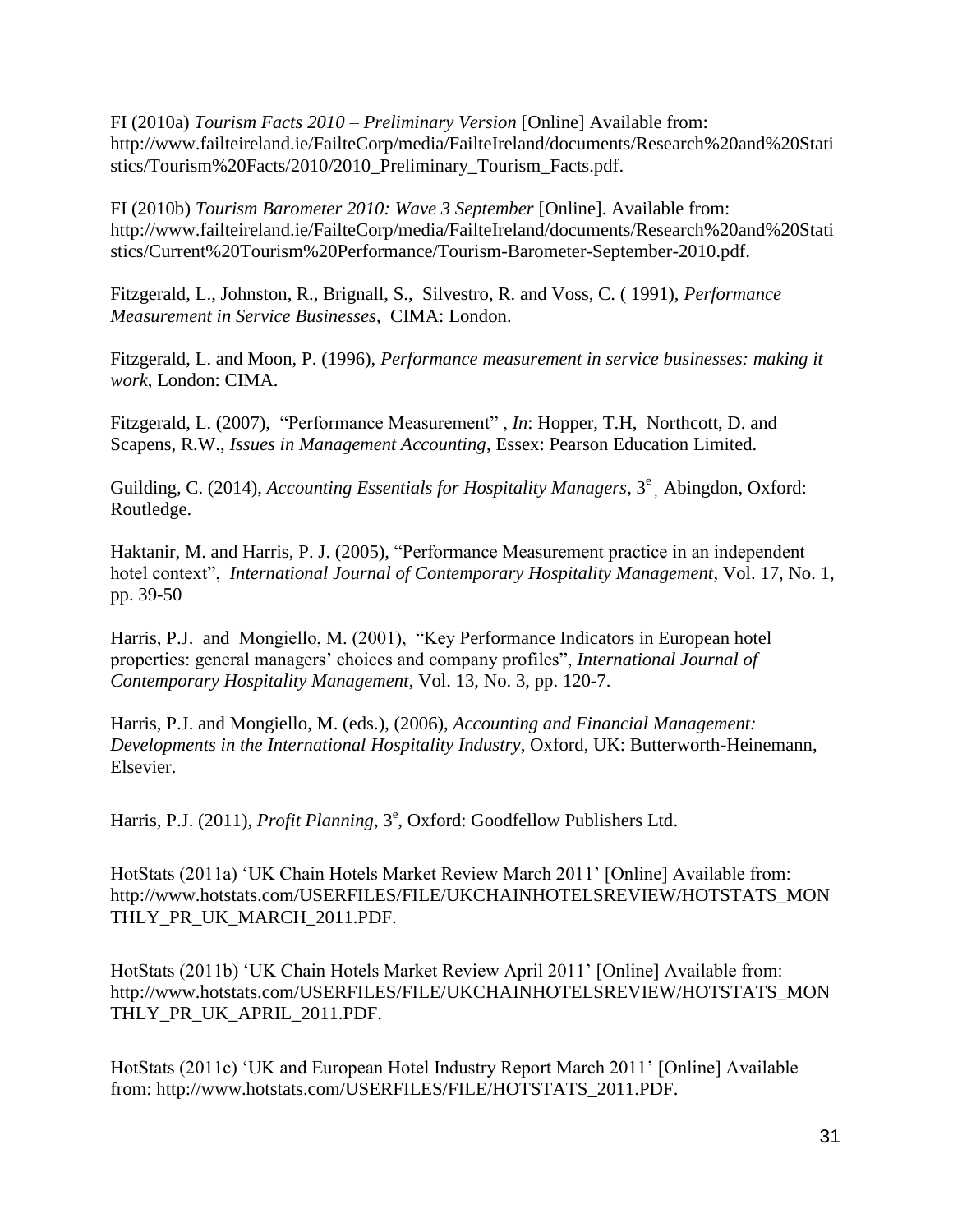FI (2010a) *Tourism Facts 2010 – Preliminary Version* [Online] Available from: http://www.failteireland.ie/FailteCorp/media/FailteIreland/documents/Research%20and%20Statistics/Tourism%20Facts/2010/2010_Preliminary_Tourism_Facts.pdf.

FI (2010b) *Tourism Barometer 2010: Wave 3 September* [Online]. Available from: http://www.failteireland.ie/FailteCorp/media/FailteIreland/documents/Research%20and%20Statistics/Current%20Tourism%20Performance/Tourism-Barometer-September-2010.pdf.

Fitzgerald, L., Johnston, R., Brignall, S., Silvestro, R. and Voss, C. ( 1991), *Performance Measurement in Service Businesses*, CIMA: London.

Fitzgerald, L. and Moon, P. (1996), *Performance measurement in service businesses: making it work*, London: CIMA.

Fitzgerald, L. (2007), "Performance Measurement" , *In*: Hopper, T.H, Northcott, D. and Scapens, R.W., *Issues in Management Accounting*, Essex: Pearson Education Limited.

Guilding, C. (2014), *Accounting Essentials for Hospitality Managers*, 3e , Abingdon, Oxford: Routledge.

Haktanir, M. and Harris, P. J. (2005), "Performance Measurement practice in an independent hotel context", *International Journal of Contemporary Hospitality Management*, Vol. 17, No. 1, pp. 39-50

Harris, P.J. and Mongiello, M. (2001), "Key Performance Indicators in European hotel properties: general managers' choices and company profiles", *International Journal of Contemporary Hospitality Management*, Vol. 13, No. 3, pp. 120-7.

Harris, P.J. and Mongiello, M. (eds.), (2006), *Accounting and Financial Management: Developments in the International Hospitality Industry*, Oxford, UK: Butterworth-Heinemann, Elsevier.

Harris, P.J. (2011), *Profit Planning*, 3e, Oxford: Goodfellow Publishers Ltd.

HotStats (2011a) 'UK Chain Hotels Market Review March 2011' [Online] Available from: http://www.hotstats.com/USERFILES/FILE/UKCHAINHOTELSREVIEW/HOTSTATS_MONTHLY_PR_UK_MARCH_2011.PDF.

HotStats (2011b) 'UK Chain Hotels Market Review April 2011' [Online] Available from: http://www.hotstats.com/USERFILES/FILE/UKCHAINHOTELSREVIEW/HOTSTATS_MONTHLY_PR_UK_APRIL_2011.PDF.

HotStats (2011c) 'UK and European Hotel Industry Report March 2011' [Online] Available from: http://www.hotstats.com/USERFILES/FILE/HOTSTATS_2011.PDF.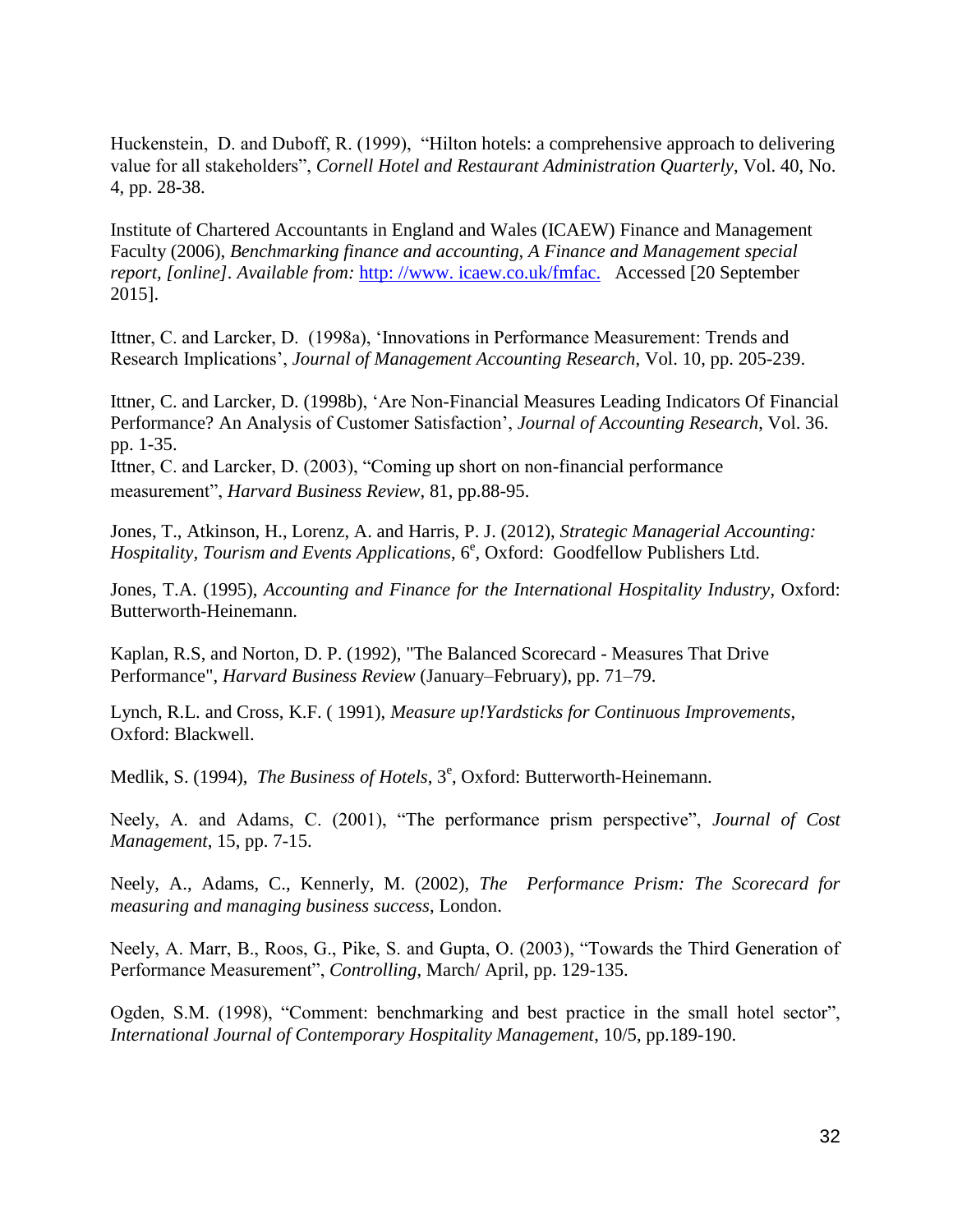Huckenstein, D. and Duboff, R. (1999), "Hilton hotels: a comprehensive approach to delivering value for all stakeholders", *Cornell Hotel and Restaurant Administration Quarterly*, Vol. 40, No. 4, pp. 28-38.

Institute of Chartered Accountants in England and Wales (ICAEW) Finance and Management Faculty (2006), *Benchmarking finance and accounting, A Finance and Management special report, [online]*. *Available from:* http: //www. icaew.co.uk/fmfac. Accessed [20 September 2015].

Ittner, C. and Larcker, D. (1998a), 'Innovations in Performance Measurement: Trends and Research Implications', *Journal of Management Accounting Research*, Vol. 10, pp. 205-239.

Ittner, C. and Larcker, D. (1998b), 'Are Non-Financial Measures Leading Indicators Of Financial Performance? An Analysis of Customer Satisfaction', *Journal of Accounting Research*, Vol. 36. pp. 1-35.

Ittner, C. and Larcker, D. (2003), "Coming up short on non-financial performance measurement", *Harvard Business Review*, 81, pp.88-95.

Jones, T., Atkinson, H., Lorenz, A. and Harris, P. J. (2012), *Strategic Managerial Accounting: Hospitality, Tourism and Events Applications*, 6e, Oxford: Goodfellow Publishers Ltd.

Jones, T.A. (1995), *Accounting and Finance for the International Hospitality Industry*, Oxford: Butterworth-Heinemann.

Kaplan, R.S, and Norton, D. P. (1992), "The Balanced Scorecard - Measures That Drive Performance", *Harvard Business Review* (January–February), pp. 71–79.

Lynch, R.L. and Cross, K.F. ( 1991), *Measure up!Yardsticks for Continuous Improvements*, Oxford: Blackwell.

Medlik, S. (1994), *The Business of Hotels*, 3e, Oxford: Butterworth-Heinemann.

Neely, A. and Adams, C. (2001), "The performance prism perspective", *Journal of Cost Management*, 15, pp. 7-15.

Neely, A., Adams, C., Kennerly, M. (2002), *The Performance Prism: The Scorecard for measuring and managing business success*, London.

Neely, A. Marr, B., Roos, G., Pike, S. and Gupta, O. (2003), "Towards the Third Generation of Performance Measurement", *Controlling*, March/ April, pp. 129-135.

Ogden, S.M. (1998), "Comment: benchmarking and best practice in the small hotel sector", *International Journal of Contemporary Hospitality Management*, 10/5, pp.189-190.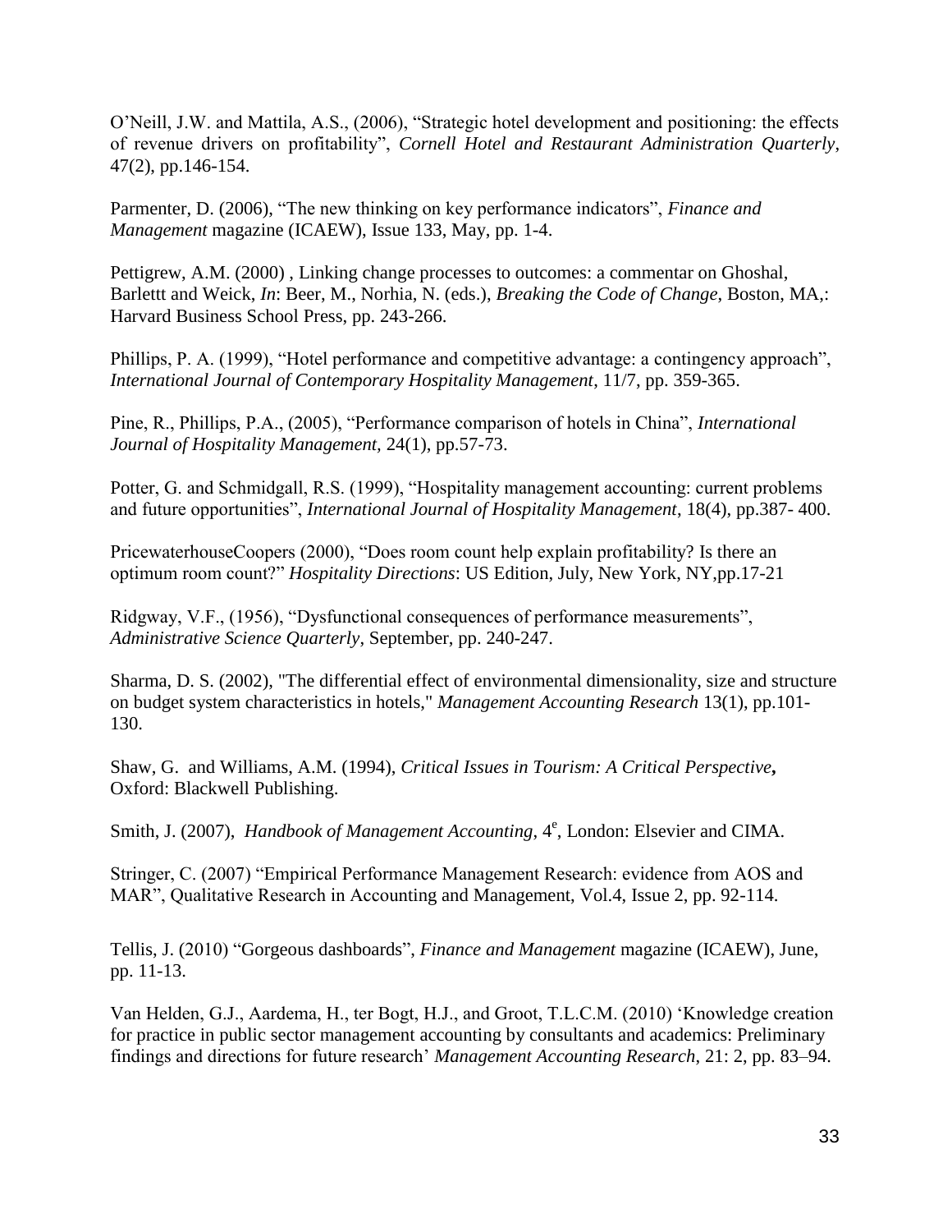O'Neill, J.W. and Mattila, A.S., (2006), "Strategic hotel development and positioning: the effects of revenue drivers on profitability", *Cornell Hotel and Restaurant Administration Quarterly*, 47(2), pp.146-154.

Parmenter, D. (2006), "The new thinking on key performance indicators", *Finance and Management* magazine (ICAEW), Issue 133, May, pp. 1-4.

Pettigrew, A.M. (2000) , Linking change processes to outcomes: a commentar on Ghoshal, Barlettt and Weick, *In*: Beer, M., Norhia, N. (eds.), *Breaking the Code of Change*, Boston, MA,: Harvard Business School Press, pp. 243-266.

Phillips, P. A. (1999), "Hotel performance and competitive advantage: a contingency approach", *International Journal of Contemporary Hospitality Management*, 11/7, pp. 359-365.

Pine, R., Phillips, P.A., (2005), "Performance comparison of hotels in China", *International Journal of Hospitality Management,* 24(1), pp.57-73.

Potter, G. and Schmidgall, R.S. (1999), "Hospitality management accounting: current problems and future opportunities", *International Journal of Hospitality Management*, 18(4), pp.387- 400.

PricewaterhouseCoopers (2000), "Does room count help explain profitability? Is there an optimum room count?" *Hospitality Directions*: US Edition, July, New York, NY,pp.17-21

Ridgway, V.F., (1956), "Dysfunctional consequences of performance measurements", *Administrative Science Quarterly*, September, pp. 240-247.

Sharma, D. S. (2002), "The differential effect of environmental dimensionality, size and structure on budget system characteristics in hotels," *Management Accounting Research* 13(1), pp.101-130.

Shaw, G. and Williams, A.M. (1994), *Critical Issues in Tourism: A Critical Perspective***,** Oxford: Blackwell Publishing.

Smith, J. (2007), *Handbook of Management Accounting*, 4[e], London: Elsevier and CIMA.

Stringer, C. (2007) "Empirical Performance Management Research: evidence from AOS and MAR", Qualitative Research in Accounting and Management, Vol.4, Issue 2, pp. 92-114.

Tellis, J. (2010) "Gorgeous dashboards", *Finance and Management* magazine (ICAEW), June, pp. 11-13.

Van Helden, G.J., Aardema, H., ter Bogt, H.J., and Groot, T.L.C.M. (2010) 'Knowledge creation for practice in public sector management accounting by consultants and academics: Preliminary findings and directions for future research' *Management Accounting Research*, 21: 2, pp. 83–94.